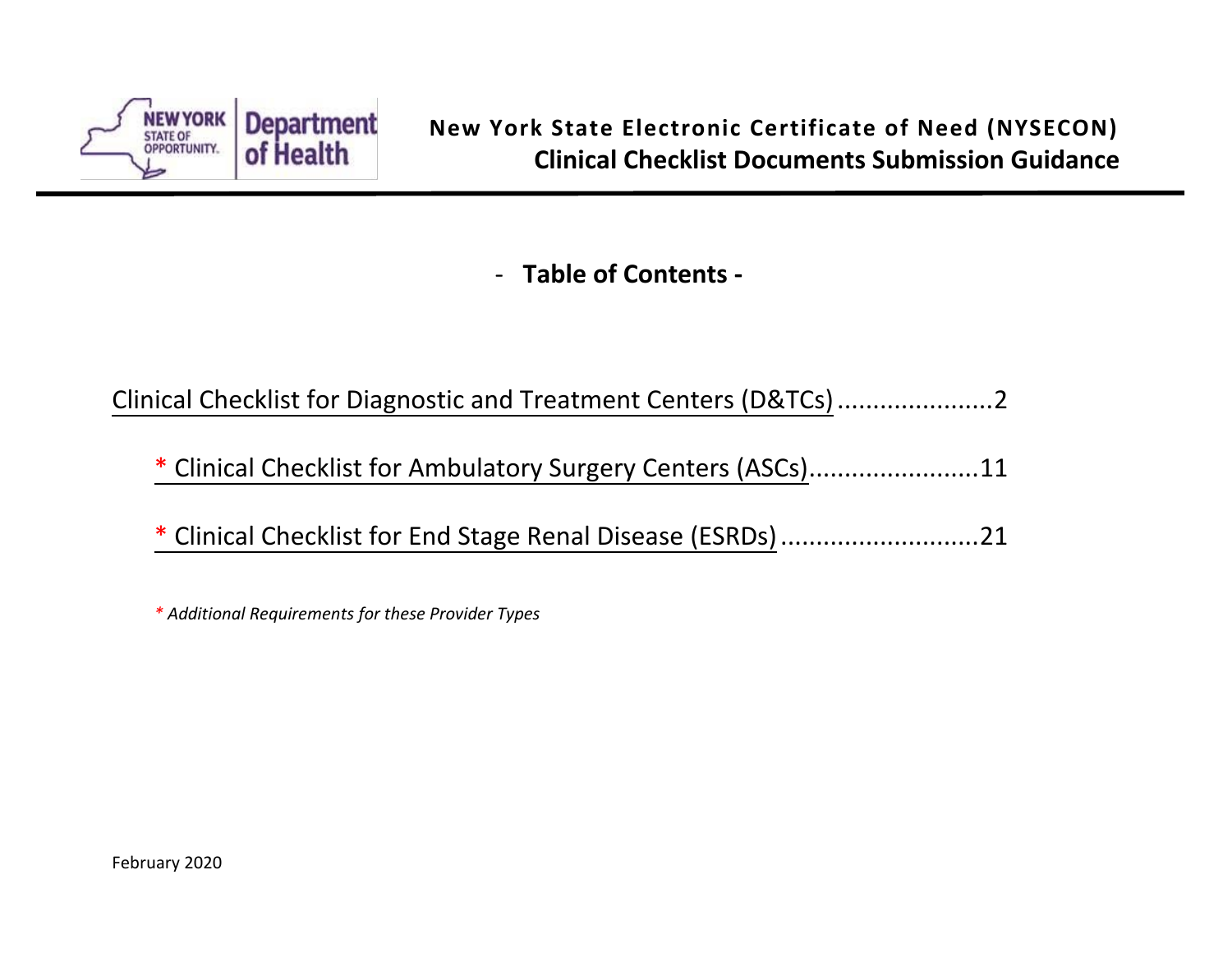# New York State Electronic Certificate of Need (NYSECON)

## Clinical Checklist Documents Submission Guidance

## - Table of Contents -

Clinical Checklist for Diagnostic and Treatment Centers (D&TCs) ......................2

\* Clinical Checklist for Ambulatory Surgery Centers (ASCs)........................11

\* Clinical Checklist for End Stage Renal Disease (ESRDs) ............................21

*\* Additional Requirements for these Provider Types*

February 2020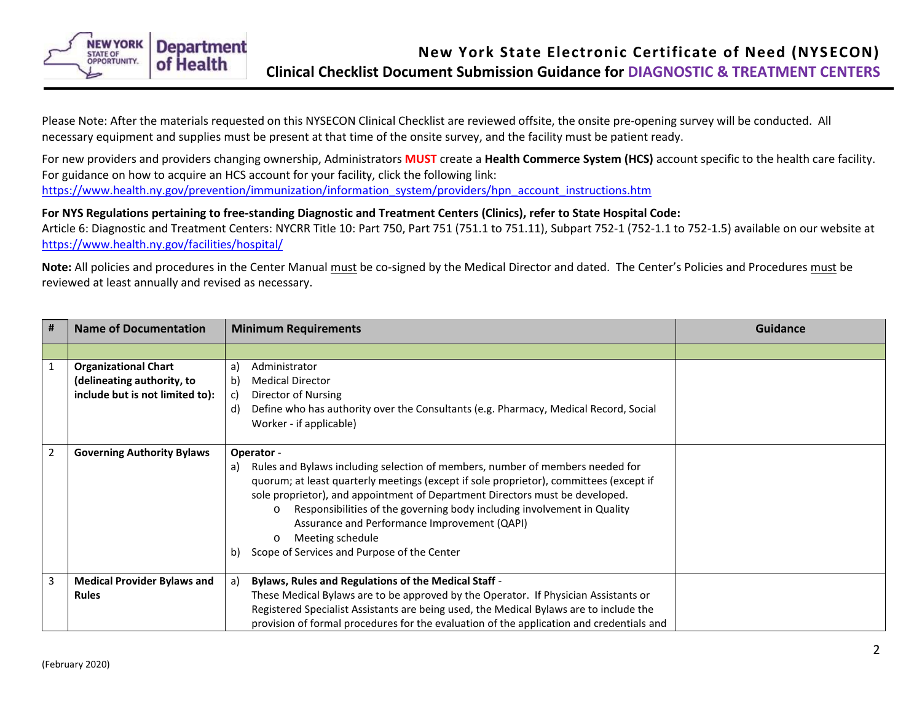# New York State Electronic Certificate of Need (NYSECON)

## Clinical Checklist Document Submission Guidance for DIAGNOSTIC & TREATMENT CENTERS

Please Note: After the materials requested on this NYSECON Clinical Checklist are reviewed offsite, the onsite pre-opening survey will be conducted. All necessary equipment and supplies must be present at that time of the onsite survey, and the facility must be patient ready.

For new providers and providers changing ownership, Administrators **MUST** create a **Health Commerce System (HCS)** account specific to the health care facility. For guidance on how to acquire an HCS account for your facility, click the following link: https://www.health.ny.gov/prevention/immunization/information_system/providers/hpn_account_instructions.htm

**For NYS Regulations pertaining to free-standing Diagnostic and Treatment Centers (Clinics), refer to State Hospital Code:**
Article 6: Diagnostic and Treatment Centers: NYCRR Title 10: Part 750, Part 751 (751.1 to 751.11), Subpart 752-1 (752-1.1 to 752-1.5) available on our website at https://www.health.ny.gov/facilities/hospital/

**Note:** All policies and procedures in the Center Manual must be co-signed by the Medical Director and dated. The Center's Policies and Procedures must be reviewed at least annually and revised as necessary.

| # | Name of Documentation | Minimum Requirements | Guidance |
|---|---|---|---|
| | | | |
| 1 | **Organizational Chart (delineating authority, to include but is not limited to):** | a) Administrator<br>b) Medical Director<br>c) Director of Nursing<br>d) Define who has authority over the Consultants (e.g. Pharmacy, Medical Record, Social Worker - if applicable) | |
| 2 | **Governing Authority Bylaws** | **Operator** -<br>a) Rules and Bylaws including selection of members, number of members needed for quorum; at least quarterly meetings (except if sole proprietor), committees (except if sole proprietor), and appointment of Department Directors must be developed.<br>o Responsibilities of the governing body including involvement in Quality Assurance and Performance Improvement (QAPI)<br>o Meeting schedule<br>b) Scope of Services and Purpose of the Center | |
| 3 | **Medical Provider Bylaws and Rules** | a) **Bylaws, Rules and Regulations of the Medical Staff** -<br>These Medical Bylaws are to be approved by the Operator. If Physician Assistants or Registered Specialist Assistants are being used, the Medical Bylaws are to include the provision of formal procedures for the evaluation of the application and credentials and | |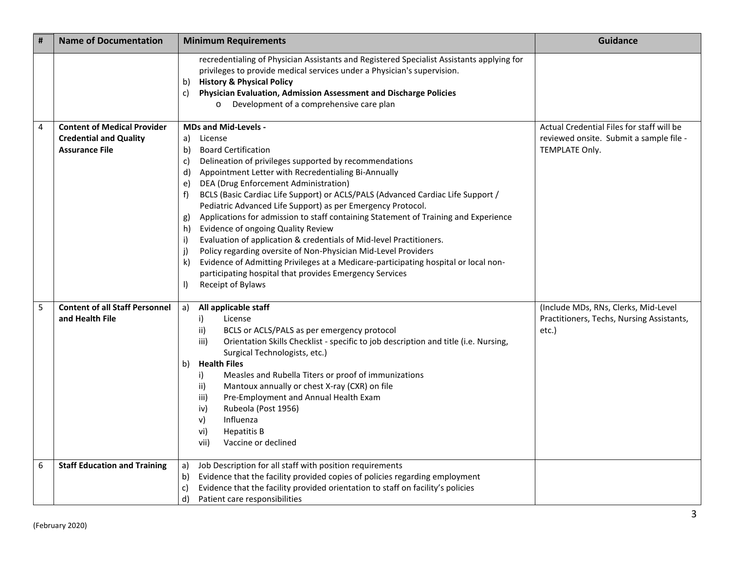| # | Name of Documentation | Minimum Requirements | Guidance |
|---|---|---|---|
| | | recredentialing of Physician Assistants and Registered Specialist Assistants applying for privileges to provide medical services under a Physician's supervision.<br>b) **History & Physical Policy**<br>c) **Physician Evaluation, Admission Assessment and Discharge Policies**<br>&nbsp;&nbsp;&nbsp;&nbsp;o Development of a comprehensive care plan | |
| 4 | **Content of Medical Provider Credential and Quality Assurance File** | **MDs and Mid-Levels -**<br>a) License<br>b) Board Certification<br>c) Delineation of privileges supported by recommendations<br>d) Appointment Letter with Recredentialing Bi-Annually<br>e) DEA (Drug Enforcement Administration)<br>f) BCLS (Basic Cardiac Life Support) or ACLS/PALS (Advanced Cardiac Life Support / Pediatric Advanced Life Support) as per Emergency Protocol.<br>g) Applications for admission to staff containing Statement of Training and Experience<br>h) Evidence of ongoing Quality Review<br>i) Evaluation of application & credentials of Mid-level Practitioners.<br>j) Policy regarding oversite of Non-Physician Mid-Level Providers<br>k) Evidence of Admitting Privileges at a Medicare-participating hospital or local non-participating hospital that provides Emergency Services<br>l) Receipt of Bylaws | Actual Credential Files for staff will be reviewed onsite. Submit a sample file - TEMPLATE Only. |
| 5 | **Content of all Staff Personnel and Health File** | a) **All applicable staff**<br>&nbsp;&nbsp;&nbsp;&nbsp;i) License<br>&nbsp;&nbsp;&nbsp;&nbsp;ii) BCLS or ACLS/PALS as per emergency protocol<br>&nbsp;&nbsp;&nbsp;&nbsp;iii) Orientation Skills Checklist - specific to job description and title (i.e. Nursing, Surgical Technologists, etc.)<br>b) **Health Files**<br>&nbsp;&nbsp;&nbsp;&nbsp;i) Measles and Rubella Titers or proof of immunizations<br>&nbsp;&nbsp;&nbsp;&nbsp;ii) Mantoux annually or chest X-ray (CXR) on file<br>&nbsp;&nbsp;&nbsp;&nbsp;iii) Pre-Employment and Annual Health Exam<br>&nbsp;&nbsp;&nbsp;&nbsp;iv) Rubeola (Post 1956)<br>&nbsp;&nbsp;&nbsp;&nbsp;v) Influenza<br>&nbsp;&nbsp;&nbsp;&nbsp;vi) Hepatitis B<br>&nbsp;&nbsp;&nbsp;&nbsp;vii) Vaccine or declined | (Include MDs, RNs, Clerks, Mid-Level Practitioners, Techs, Nursing Assistants, etc.) |
| 6 | **Staff Education and Training** | a) Job Description for all staff with position requirements<br>b) Evidence that the facility provided copies of policies regarding employment<br>c) Evidence that the facility provided orientation to staff on facility's policies<br>d) Patient care responsibilities | |

(February 2020)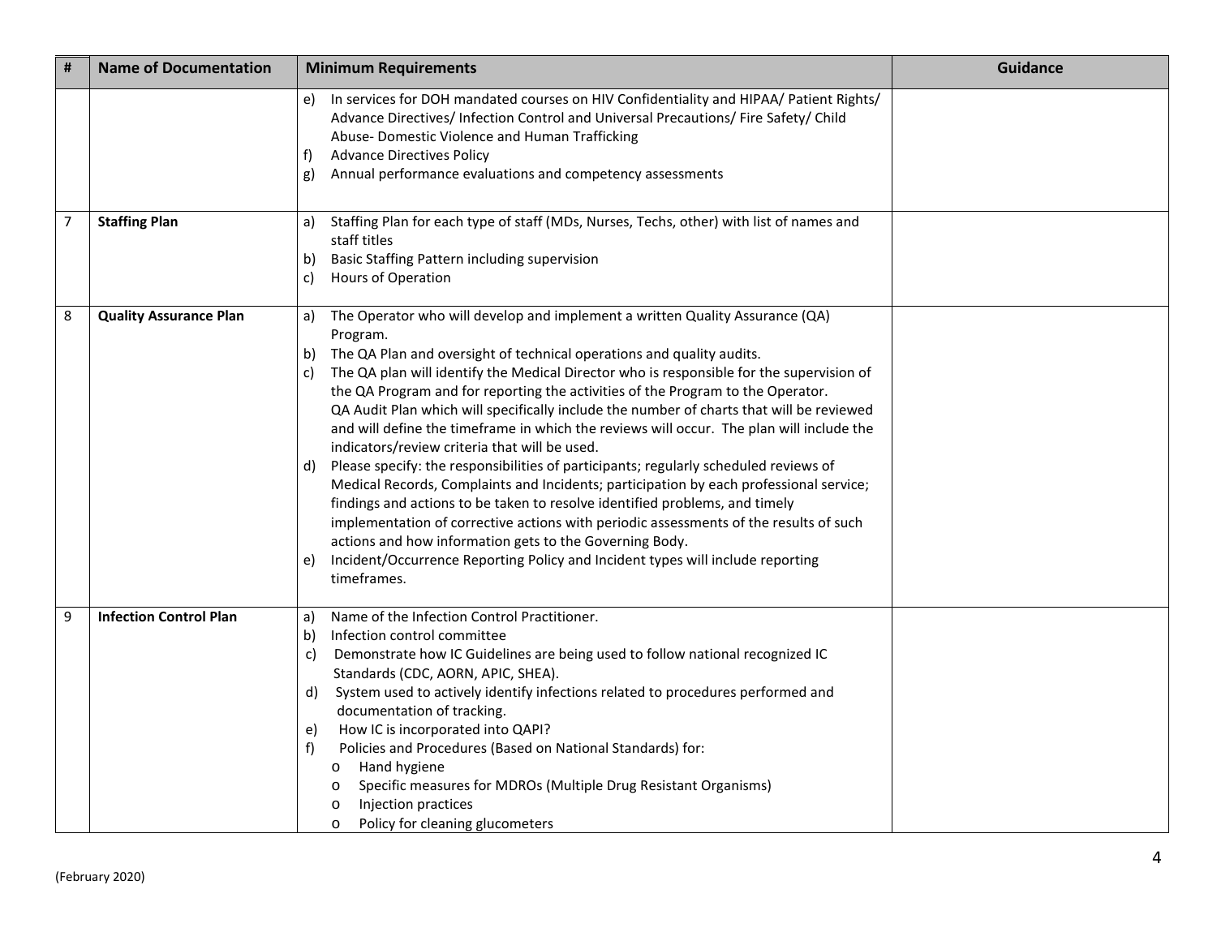| # | Name of Documentation | Minimum Requirements | Guidance |
|---|---|---|---|
| | | e) In services for DOH mandated courses on HIV Confidentiality and HIPAA/ Patient Rights/ Advance Directives/ Infection Control and Universal Precautions/ Fire Safety/ Child Abuse- Domestic Violence and Human Trafficking<br>f) Advance Directives Policy<br>g) Annual performance evaluations and competency assessments | |
| 7 | **Staffing Plan** | a) Staffing Plan for each type of staff (MDs, Nurses, Techs, other) with list of names and staff titles<br>b) Basic Staffing Pattern including supervision<br>c) Hours of Operation | |
| 8 | **Quality Assurance Plan** | a) The Operator who will develop and implement a written Quality Assurance (QA) Program.<br>b) The QA Plan and oversight of technical operations and quality audits.<br>c) The QA plan will identify the Medical Director who is responsible for the supervision of the QA Program and for reporting the activities of the Program to the Operator. QA Audit Plan which will specifically include the number of charts that will be reviewed and will define the timeframe in which the reviews will occur. The plan will include the indicators/review criteria that will be used.<br>d) Please specify: the responsibilities of participants; regularly scheduled reviews of Medical Records, Complaints and Incidents; participation by each professional service; findings and actions to be taken to resolve identified problems, and timely implementation of corrective actions with periodic assessments of the results of such actions and how information gets to the Governing Body.<br>e) Incident/Occurrence Reporting Policy and Incident types will include reporting timeframes. | |
| 9 | **Infection Control Plan** | a) Name of the Infection Control Practitioner.<br>b) Infection control committee<br>c) Demonstrate how IC Guidelines are being used to follow national recognized IC Standards (CDC, AORN, APIC, SHEA).<br>d) System used to actively identify infections related to procedures performed and documentation of tracking.<br>e) How IC is incorporated into QAPI?<br>f) Policies and Procedures (Based on National Standards) for:<br>o Hand hygiene<br>o Specific measures for MDROs (Multiple Drug Resistant Organisms)<br>o Injection practices<br>o Policy for cleaning glucometers | |

(February 2020)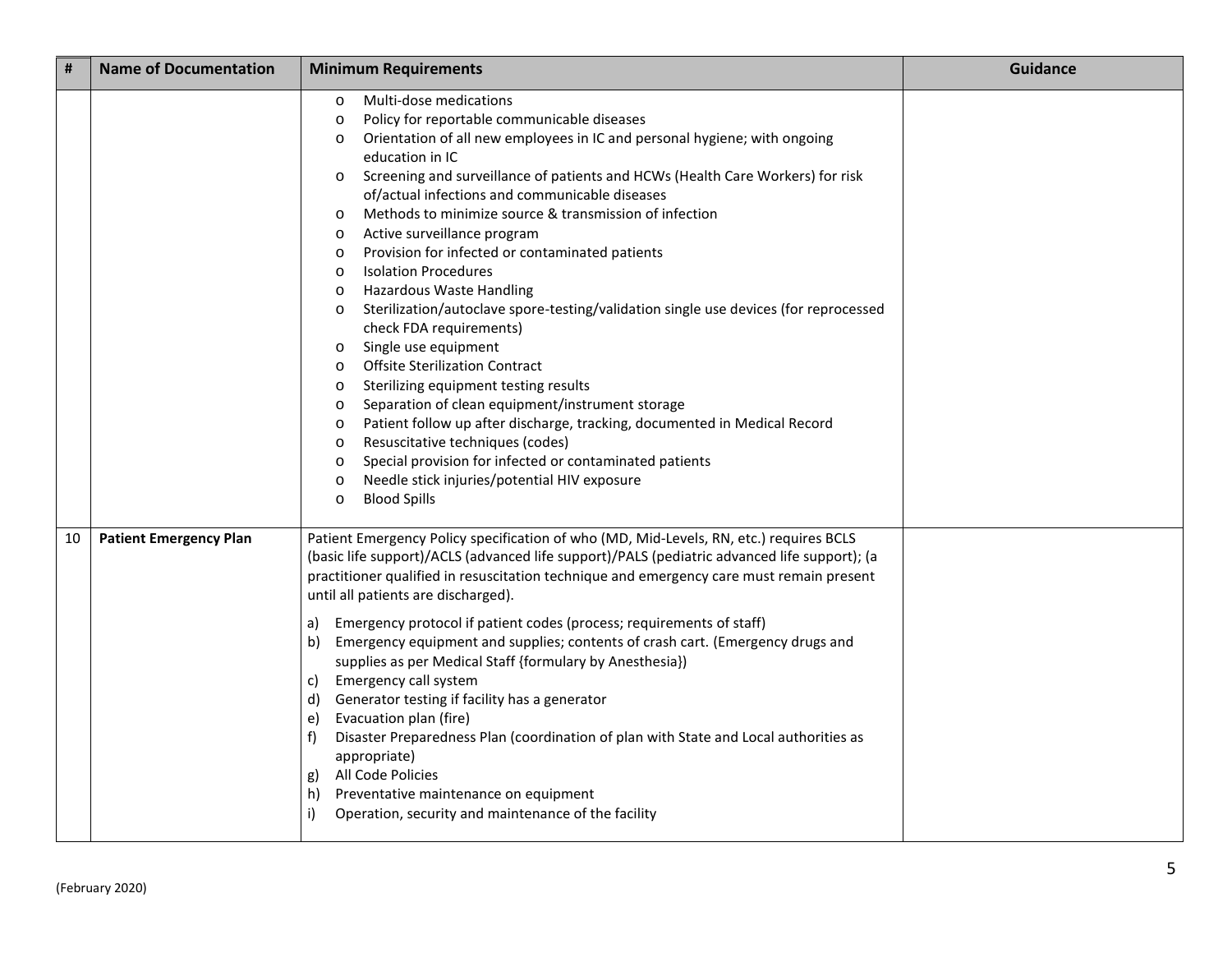| # | Name of Documentation | Minimum Requirements | Guidance |
|---|---|---|---|
| | | o Multi-dose medications<br>o Policy for reportable communicable diseases<br>o Orientation of all new employees in IC and personal hygiene; with ongoing education in IC<br>o Screening and surveillance of patients and HCWs (Health Care Workers) for risk of/actual infections and communicable diseases<br>o Methods to minimize source & transmission of infection<br>o Active surveillance program<br>o Provision for infected or contaminated patients<br>o Isolation Procedures<br>o Hazardous Waste Handling<br>o Sterilization/autoclave spore-testing/validation single use devices (for reprocessed check FDA requirements)<br>o Single use equipment<br>o Offsite Sterilization Contract<br>o Sterilizing equipment testing results<br>o Separation of clean equipment/instrument storage<br>o Patient follow up after discharge, tracking, documented in Medical Record<br>o Resuscitative techniques (codes)<br>o Special provision for infected or contaminated patients<br>o Needle stick injuries/potential HIV exposure<br>o Blood Spills | |
| 10 | **Patient Emergency Plan** | Patient Emergency Policy specification of who (MD, Mid-Levels, RN, etc.) requires BCLS (basic life support)/ACLS (advanced life support)/PALS (pediatric advanced life support); (a practitioner qualified in resuscitation technique and emergency care must remain present until all patients are discharged).<br>a) Emergency protocol if patient codes (process; requirements of staff)<br>b) Emergency equipment and supplies; contents of crash cart. (Emergency drugs and supplies as per Medical Staff {formulary by Anesthesia})<br>c) Emergency call system<br>d) Generator testing if facility has a generator<br>e) Evacuation plan (fire)<br>f) Disaster Preparedness Plan (coordination of plan with State and Local authorities as appropriate)<br>g) All Code Policies<br>h) Preventative maintenance on equipment<br>i) Operation, security and maintenance of the facility | |

(February 2020)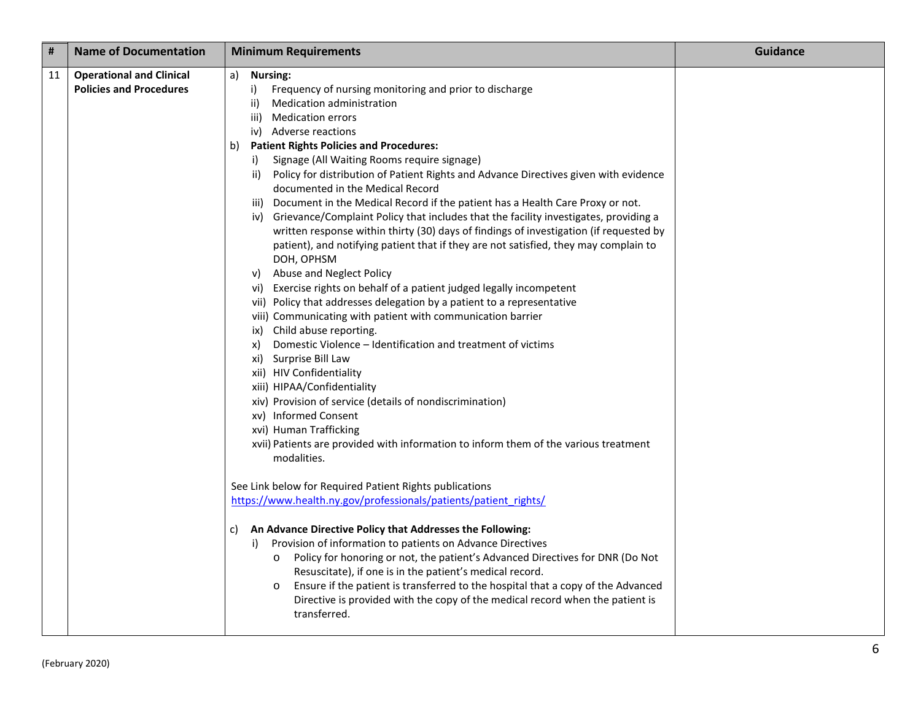| # | Name of Documentation | Minimum Requirements | Guidance |
|---|---|---|---|
| 11 | **Operational and Clinical Policies and Procedures** | a) **Nursing:**<br>i) Frequency of nursing monitoring and prior to discharge<br>ii) Medication administration<br>iii) Medication errors<br>iv) Adverse reactions<br>b) **Patient Rights Policies and Procedures:**<br>i) Signage (All Waiting Rooms require signage)<br>ii) Policy for distribution of Patient Rights and Advance Directives given with evidence documented in the Medical Record<br>iii) Document in the Medical Record if the patient has a Health Care Proxy or not.<br>iv) Grievance/Complaint Policy that includes that the facility investigates, providing a written response within thirty (30) days of findings of investigation (if requested by patient), and notifying patient that if they are not satisfied, they may complain to DOH, OPHSM<br>v) Abuse and Neglect Policy<br>vi) Exercise rights on behalf of a patient judged legally incompetent<br>vii) Policy that addresses delegation by a patient to a representative<br>viii) Communicating with patient with communication barrier<br>ix) Child abuse reporting.<br>x) Domestic Violence – Identification and treatment of victims<br>xi) Surprise Bill Law<br>xii) HIV Confidentiality<br>xiii) HIPAA/Confidentiality<br>xiv) Provision of service (details of nondiscrimination)<br>xv) Informed Consent<br>xvi) Human Trafficking<br>xvii) Patients are provided with information to inform them of the various treatment modalities.<br><br>See Link below for Required Patient Rights publications<br>https://www.health.ny.gov/professionals/patients/patient_rights/<br><br>c) **An Advance Directive Policy that Addresses the Following:**<br>i) Provision of information to patients on Advance Directives<br>o Policy for honoring or not, the patient's Advanced Directives for DNR (Do Not Resuscitate), if one is in the patient's medical record.<br>o Ensure if the patient is transferred to the hospital that a copy of the Advanced Directive is provided with the copy of the medical record when the patient is transferred. | |

(February 2020)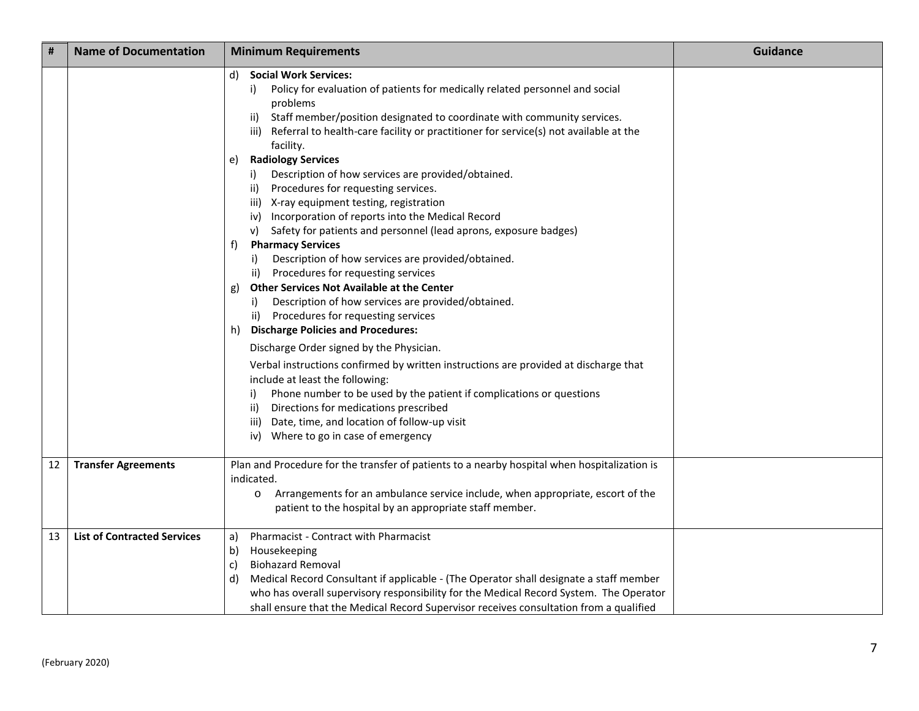| # | Name of Documentation | Minimum Requirements | Guidance |
|---|---|---|---|
| | | d) **Social Work Services:**<br>i) Policy for evaluation of patients for medically related personnel and social problems<br>ii) Staff member/position designated to coordinate with community services.<br>iii) Referral to health-care facility or practitioner for service(s) not available at the facility.<br>e) **Radiology Services**<br>i) Description of how services are provided/obtained.<br>ii) Procedures for requesting services.<br>iii) X-ray equipment testing, registration<br>iv) Incorporation of reports into the Medical Record<br>v) Safety for patients and personnel (lead aprons, exposure badges)<br>f) **Pharmacy Services**<br>i) Description of how services are provided/obtained.<br>ii) Procedures for requesting services<br>g) **Other Services Not Available at the Center**<br>i) Description of how services are provided/obtained.<br>ii) Procedures for requesting services<br>h) **Discharge Policies and Procedures:**<br>Discharge Order signed by the Physician.<br>Verbal instructions confirmed by written instructions are provided at discharge that include at least the following:<br>i) Phone number to be used by the patient if complications or questions<br>ii) Directions for medications prescribed<br>iii) Date, time, and location of follow-up visit<br>iv) Where to go in case of emergency | |
| 12 | **Transfer Agreements** | Plan and Procedure for the transfer of patients to a nearby hospital when hospitalization is indicated.<br>o Arrangements for an ambulance service include, when appropriate, escort of the patient to the hospital by an appropriate staff member. | |
| 13 | **List of Contracted Services** | a) Pharmacist - Contract with Pharmacist<br>b) Housekeeping<br>c) Biohazard Removal<br>d) Medical Record Consultant if applicable - (The Operator shall designate a staff member who has overall supervisory responsibility for the Medical Record System. The Operator shall ensure that the Medical Record Supervisor receives consultation from a qualified | |

(February 2020)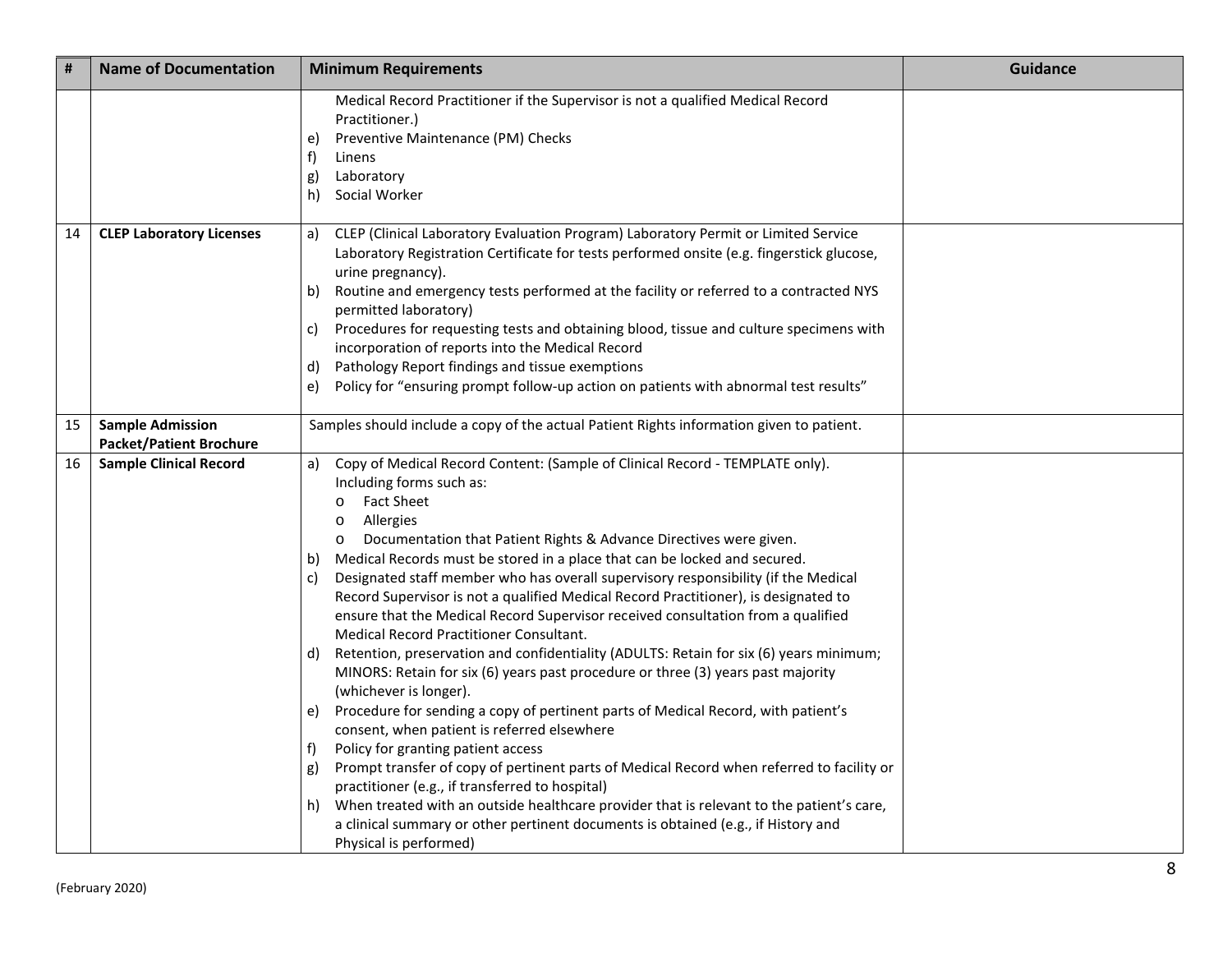| # | Name of Documentation | Minimum Requirements | Guidance |
|---|---|---|---|
| | | Medical Record Practitioner if the Supervisor is not a qualified Medical Record Practitioner.)<br>e) Preventive Maintenance (PM) Checks<br>f) Linens<br>g) Laboratory<br>h) Social Worker | |
| 14 | **CLEP Laboratory Licenses** | a) CLEP (Clinical Laboratory Evaluation Program) Laboratory Permit or Limited Service Laboratory Registration Certificate for tests performed onsite (e.g. fingerstick glucose, urine pregnancy).<br>b) Routine and emergency tests performed at the facility or referred to a contracted NYS permitted laboratory)<br>c) Procedures for requesting tests and obtaining blood, tissue and culture specimens with incorporation of reports into the Medical Record<br>d) Pathology Report findings and tissue exemptions<br>e) Policy for "ensuring prompt follow-up action on patients with abnormal test results" | |
| 15 | **Sample Admission Packet/Patient Brochure** | Samples should include a copy of the actual Patient Rights information given to patient. | |
| 16 | **Sample Clinical Record** | a) Copy of Medical Record Content: (Sample of Clinical Record - TEMPLATE only). Including forms such as:<br>o Fact Sheet<br>o Allergies<br>o Documentation that Patient Rights & Advance Directives were given.<br>b) Medical Records must be stored in a place that can be locked and secured.<br>c) Designated staff member who has overall supervisory responsibility (if the Medical Record Supervisor is not a qualified Medical Record Practitioner), is designated to ensure that the Medical Record Supervisor received consultation from a qualified Medical Record Practitioner Consultant.<br>d) Retention, preservation and confidentiality (ADULTS: Retain for six (6) years minimum; MINORS: Retain for six (6) years past procedure or three (3) years past majority (whichever is longer).<br>e) Procedure for sending a copy of pertinent parts of Medical Record, with patient's consent, when patient is referred elsewhere<br>f) Policy for granting patient access<br>g) Prompt transfer of copy of pertinent parts of Medical Record when referred to facility or practitioner (e.g., if transferred to hospital)<br>h) When treated with an outside healthcare provider that is relevant to the patient's care, a clinical summary or other pertinent documents is obtained (e.g., if History and Physical is performed) | |

(February 2020)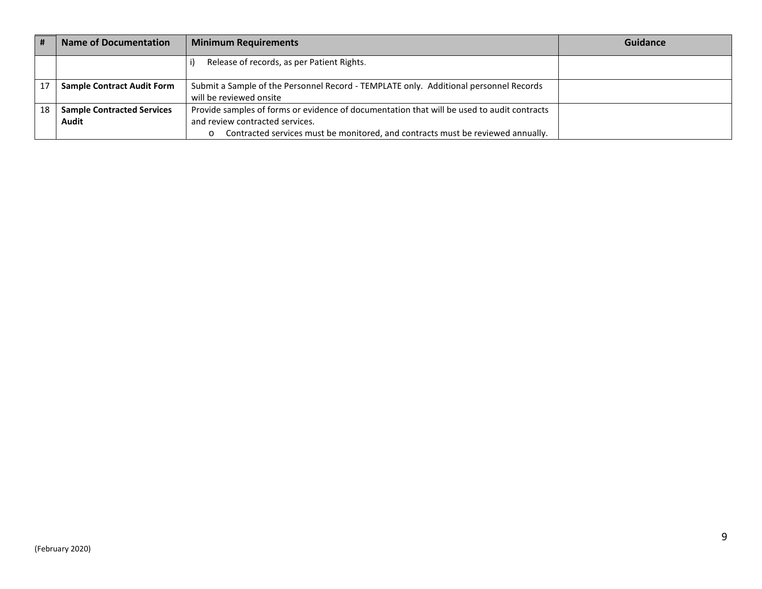| # | Name of Documentation | Minimum Requirements | Guidance |
|---|---|---|---|
| | | i) Release of records, as per Patient Rights. | |
| 17 | **Sample Contract Audit Form** | Submit a Sample of the Personnel Record - TEMPLATE only. Additional personnel Records will be reviewed onsite | |
| 18 | **Sample Contracted Services Audit** | Provide samples of forms or evidence of documentation that will be used to audit contracts and review contracted services.<br>o Contracted services must be monitored, and contracts must be reviewed annually. | |

(February 2020)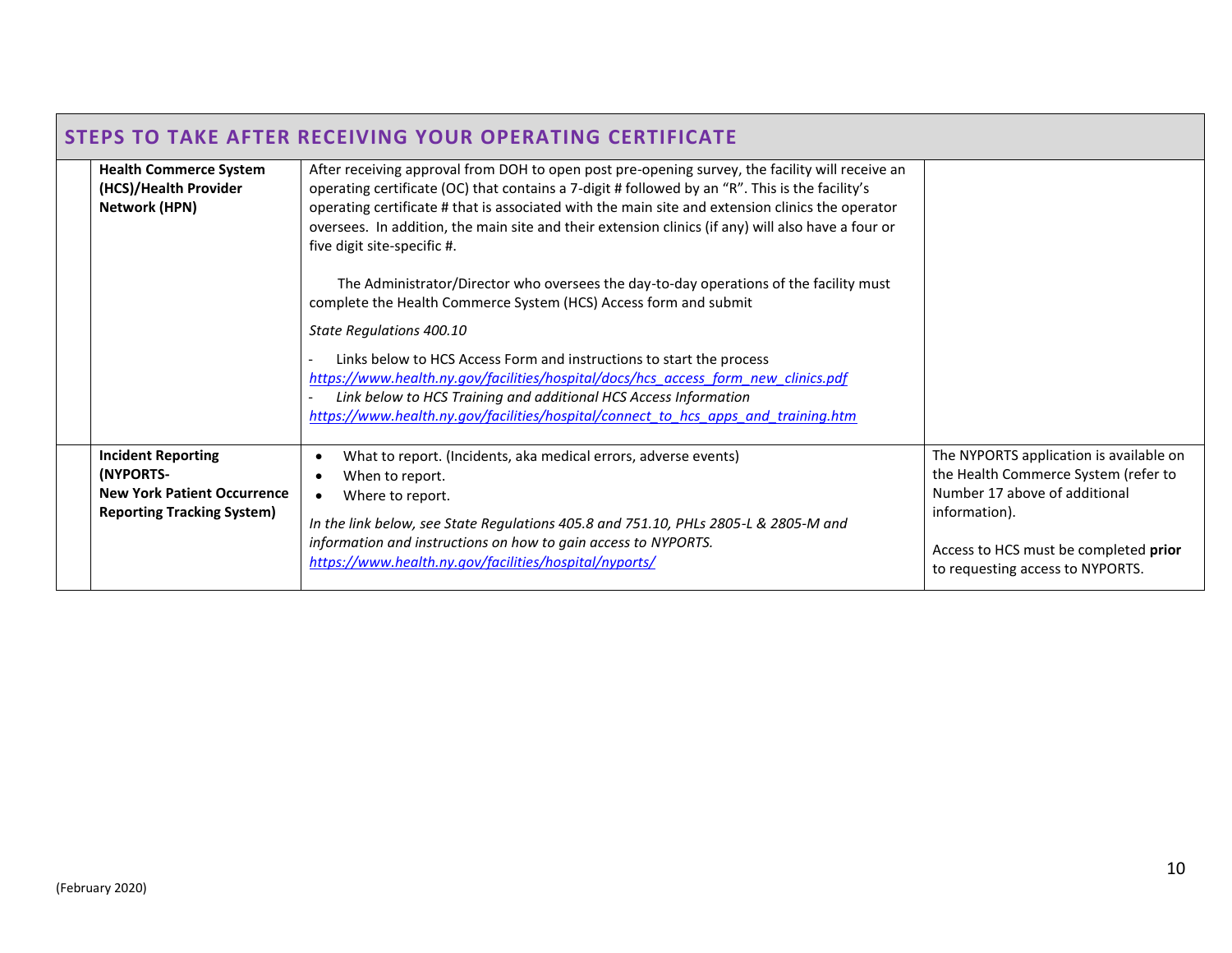| STEPS TO TAKE AFTER RECEIVING YOUR OPERATING CERTIFICATE | | | |
|---|---|---|---|
| | **Health Commerce System (HCS)/Health Provider Network (HPN)** | After receiving approval from DOH to open post pre-opening survey, the facility will receive an operating certificate (OC) that contains a 7-digit # followed by an "R". This is the facility's operating certificate # that is associated with the main site and extension clinics the operator oversees. In addition, the main site and their extension clinics (if any) will also have a four or five digit site-specific #.<br><br>The Administrator/Director who oversees the day-to-day operations of the facility must complete the Health Commerce System (HCS) Access form and submit<br><br>*State Regulations 400.10*<br><br>- Links below to HCS Access Form and instructions to start the process [*https://www.health.ny.gov/facilities/hospital/docs/hcs_access_form_new_clinics.pdf*](https://www.health.ny.gov/facilities/hospital/docs/hcs_access_form_new_clinics.pdf)<br>- *Link below to HCS Training and additional HCS Access Information* [*https://www.health.ny.gov/facilities/hospital/connect_to_hcs_apps_and_training.htm*](https://www.health.ny.gov/facilities/hospital/connect_to_hcs_apps_and_training.htm) | |
| | **Incident Reporting (NYPORTS- New York Patient Occurrence Reporting Tracking System)** | • What to report. (Incidents, aka medical errors, adverse events)<br>• When to report.<br>• Where to report.<br><br>*In the link below, see State Regulations 405.8 and 751.10, PHLs 2805-L & 2805-M and information and instructions on how to gain access to NYPORTS.* [*https://www.health.ny.gov/facilities/hospital/nyports/*](https://www.health.ny.gov/facilities/hospital/nyports/) | The NYPORTS application is available on the Health Commerce System (refer to Number 17 above of additional information).<br><br>Access to HCS must be completed **prior** to requesting access to NYPORTS. |

(February 2020)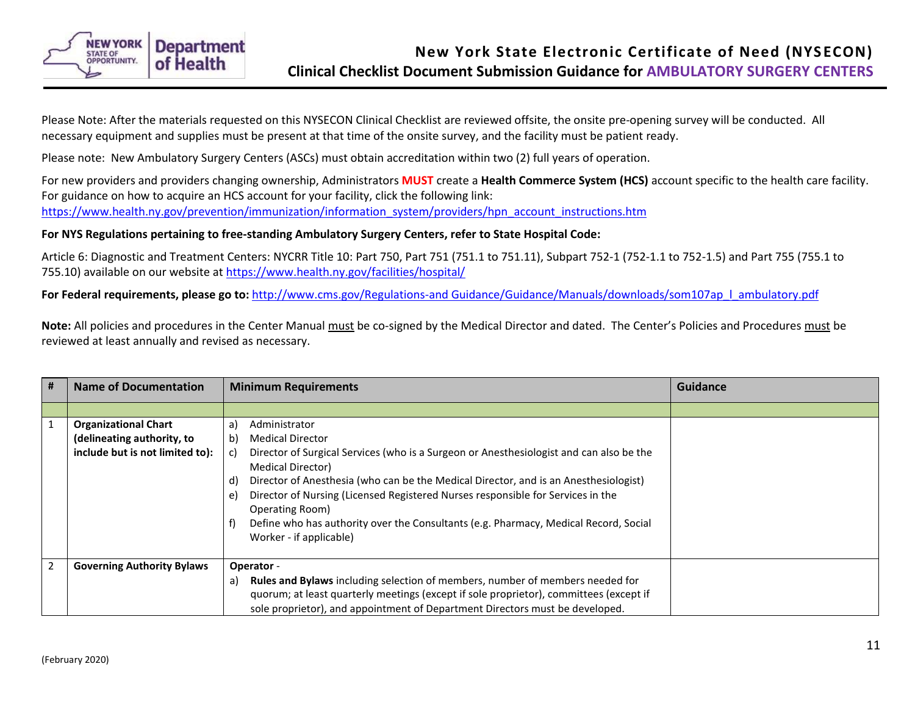# New York State Electronic Certificate of Need (NYSECON)
## Clinical Checklist Document Submission Guidance for AMBULATORY SURGERY CENTERS

Please Note: After the materials requested on this NYSECON Clinical Checklist are reviewed offsite, the onsite pre-opening survey will be conducted. All necessary equipment and supplies must be present at that time of the onsite survey, and the facility must be patient ready.

Please note: New Ambulatory Surgery Centers (ASCs) must obtain accreditation within two (2) full years of operation.

For new providers and providers changing ownership, Administrators **MUST** create a **Health Commerce System (HCS)** account specific to the health care facility. For guidance on how to acquire an HCS account for your facility, click the following link: https://www.health.ny.gov/prevention/immunization/information_system/providers/hpn_account_instructions.htm

**For NYS Regulations pertaining to free-standing Ambulatory Surgery Centers, refer to State Hospital Code:**

Article 6: Diagnostic and Treatment Centers: NYCRR Title 10: Part 750, Part 751 (751.1 to 751.11), Subpart 752-1 (752-1.1 to 752-1.5) and Part 755 (755.1 to 755.10) available on our website at https://www.health.ny.gov/facilities/hospital/

**For Federal requirements, please go to:** http://www.cms.gov/Regulations-and Guidance/Guidance/Manuals/downloads/som107ap_l_ambulatory.pdf

**Note:** All policies and procedures in the Center Manual must be co-signed by the Medical Director and dated. The Center's Policies and Procedures must be reviewed at least annually and revised as necessary.

| # | Name of Documentation | Minimum Requirements | Guidance |
|---|---|---|---|
| | | | |
| 1 | **Organizational Chart (delineating authority, to include but is not limited to):** | a) Administrator<br>b) Medical Director<br>c) Director of Surgical Services (who is a Surgeon or Anesthesiologist and can also be the Medical Director)<br>d) Director of Anesthesia (who can be the Medical Director, and is an Anesthesiologist)<br>e) Director of Nursing (Licensed Registered Nurses responsible for Services in the Operating Room)<br>f) Define who has authority over the Consultants (e.g. Pharmacy, Medical Record, Social Worker - if applicable) | |
| 2 | **Governing Authority Bylaws** | **Operator** -<br>a) **Rules and Bylaws** including selection of members, number of members needed for quorum; at least quarterly meetings (except if sole proprietor), committees (except if sole proprietor), and appointment of Department Directors must be developed. | |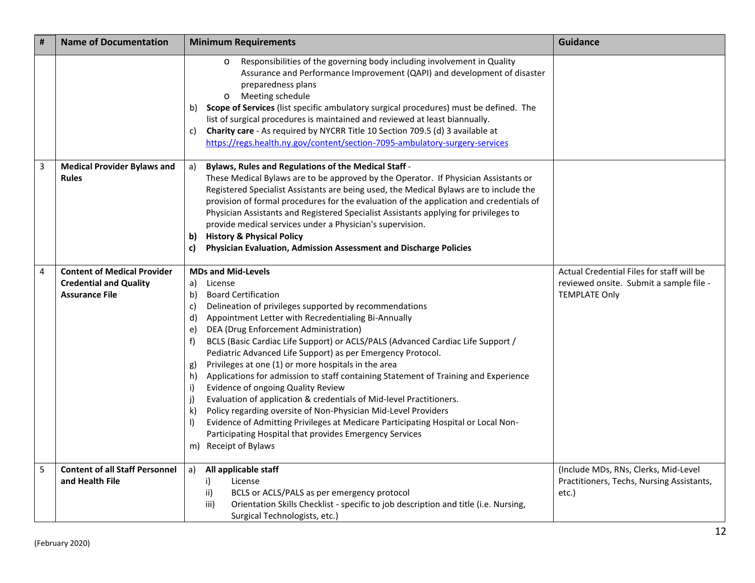| # | Name of Documentation | Minimum Requirements | Guidance |
|---|---|---|---|
| | | o Responsibilities of the governing body including involvement in Quality Assurance and Performance Improvement (QAPI) and development of disaster preparedness plans<br>o Meeting schedule<br>b) **Scope of Services** (list specific ambulatory surgical procedures) must be defined. The list of surgical procedures is maintained and reviewed at least biannually.<br>c) **Charity care** - As required by NYCRR Title 10 Section 709.5 (d) 3 available at [https://regs.health.ny.gov/content/section-7095-ambulatory-surgery-services](https://regs.health.ny.gov/content/section-7095-ambulatory-surgery-services) | |
| 3 | **Medical Provider Bylaws and Rules** | a) **Bylaws, Rules and Regulations of the Medical Staff** - These Medical Bylaws are to be approved by the Operator. If Physician Assistants or Registered Specialist Assistants are being used, the Medical Bylaws are to include the provision of formal procedures for the evaluation of the application and credentials of Physician Assistants and Registered Specialist Assistants applying for privileges to provide medical services under a Physician's supervision.<br>**b) History & Physical Policy**<br>**c) Physician Evaluation, Admission Assessment and Discharge Policies** | |
| 4 | **Content of Medical Provider Credential and Quality Assurance File** | **MDs and Mid-Levels**<br>a) License<br>b) Board Certification<br>c) Delineation of privileges supported by recommendations<br>d) Appointment Letter with Recredentialing Bi-Annually<br>e) DEA (Drug Enforcement Administration)<br>f) BCLS (Basic Cardiac Life Support) or ACLS/PALS (Advanced Cardiac Life Support / Pediatric Advanced Life Support) as per Emergency Protocol.<br>g) Privileges at one (1) or more hospitals in the area<br>h) Applications for admission to staff containing Statement of Training and Experience<br>i) Evidence of ongoing Quality Review<br>j) Evaluation of application & credentials of Mid-level Practitioners.<br>k) Policy regarding oversite of Non-Physician Mid-Level Providers<br>l) Evidence of Admitting Privileges at Medicare Participating Hospital or Local Non-Participating Hospital that provides Emergency Services<br>m) Receipt of Bylaws | Actual Credential Files for staff will be reviewed onsite. Submit a sample file - TEMPLATE Only |
| 5 | **Content of all Staff Personnel and Health File** | a) **All applicable staff**<br>i) License<br>ii) BCLS or ACLS/PALS as per emergency protocol<br>iii) Orientation Skills Checklist - specific to job description and title (i.e. Nursing, Surgical Technologists, etc.) | (Include MDs, RNs, Clerks, Mid-Level Practitioners, Techs, Nursing Assistants, etc.) |

(February 2020)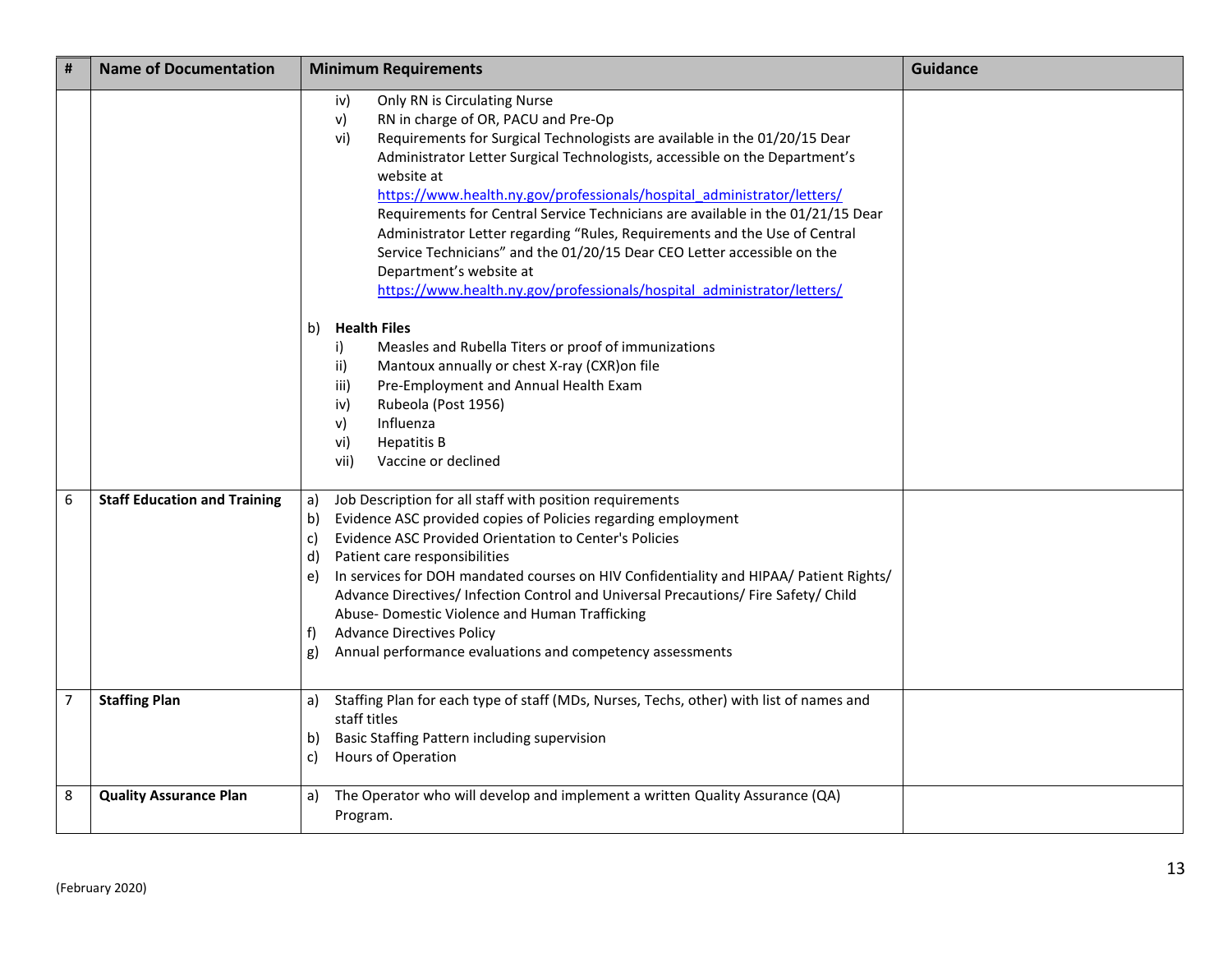| # | Name of Documentation | Minimum Requirements | Guidance |
|---|---|---|---|
| | | iv) Only RN is Circulating Nurse<br>v) RN in charge of OR, PACU and Pre-Op<br>vi) Requirements for Surgical Technologists are available in the 01/20/15 Dear Administrator Letter Surgical Technologists, accessible on the Department's website at [https://www.health.ny.gov/professionals/hospital_administrator/letters/](https://www.health.ny.gov/professionals/hospital_administrator/letters/) Requirements for Central Service Technicians are available in the 01/21/15 Dear Administrator Letter regarding "Rules, Requirements and the Use of Central Service Technicians" and the 01/20/15 Dear CEO Letter accessible on the Department's website at [https://www.health.ny.gov/professionals/hospital_administrator/letters/](https://www.health.ny.gov/professionals/hospital_administrator/letters/)<br><br>b) **Health Files**<br>i) Measles and Rubella Titers or proof of immunizations<br>ii) Mantoux annually or chest X-ray (CXR)on file<br>iii) Pre-Employment and Annual Health Exam<br>iv) Rubeola (Post 1956)<br>v) Influenza<br>vi) Hepatitis B<br>vii) Vaccine or declined | |
| 6 | **Staff Education and Training** | a) Job Description for all staff with position requirements<br>b) Evidence ASC provided copies of Policies regarding employment<br>c) Evidence ASC Provided Orientation to Center's Policies<br>d) Patient care responsibilities<br>e) In services for DOH mandated courses on HIV Confidentiality and HIPAA/ Patient Rights/ Advance Directives/ Infection Control and Universal Precautions/ Fire Safety/ Child Abuse- Domestic Violence and Human Trafficking<br>f) Advance Directives Policy<br>g) Annual performance evaluations and competency assessments | |
| 7 | **Staffing Plan** | a) Staffing Plan for each type of staff (MDs, Nurses, Techs, other) with list of names and staff titles<br>b) Basic Staffing Pattern including supervision<br>c) Hours of Operation | |
| 8 | **Quality Assurance Plan** | a) The Operator who will develop and implement a written Quality Assurance (QA) Program. | |

(February 2020)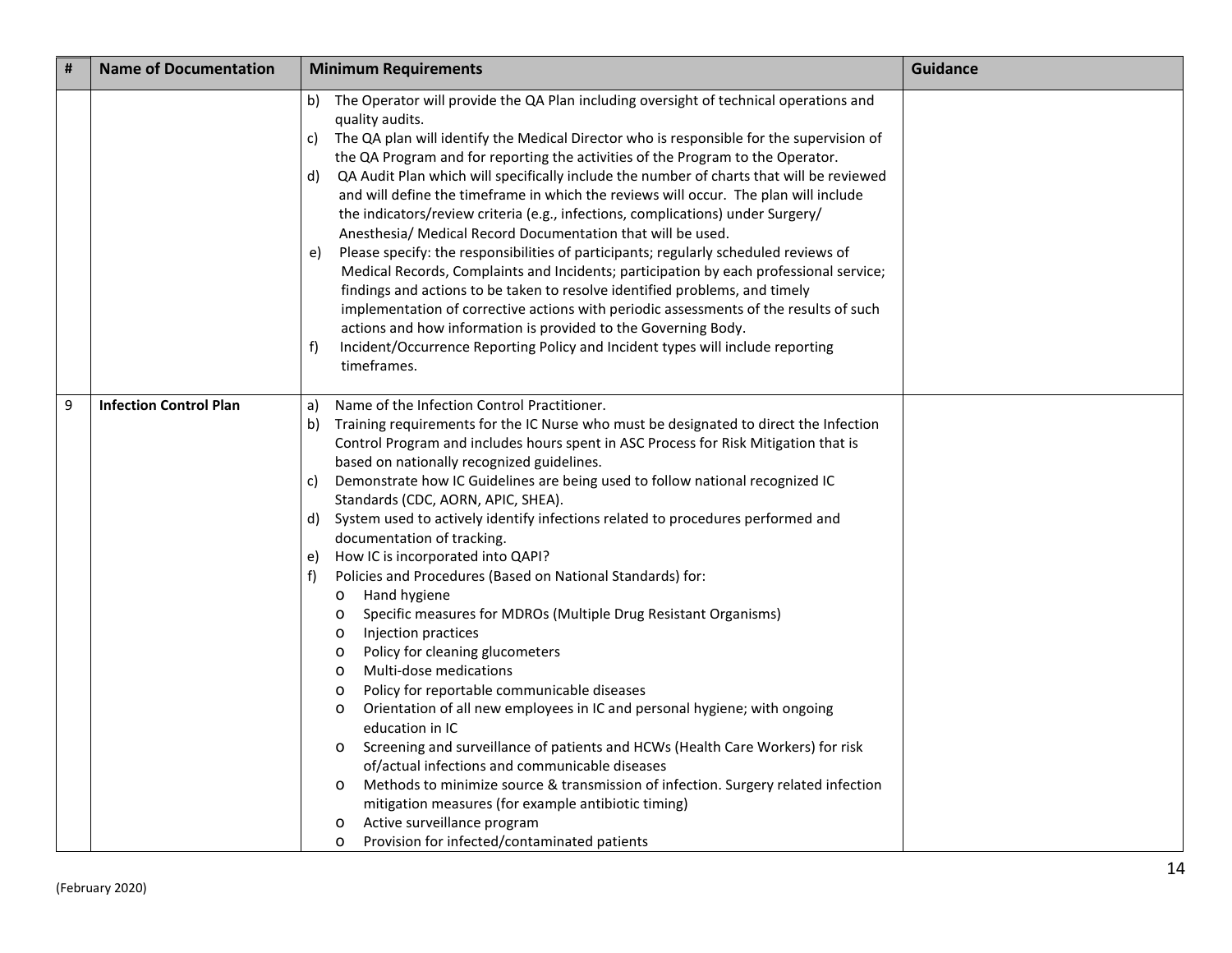| # | Name of Documentation | Minimum Requirements | Guidance |
|---|---|---|---|
| | | b) The Operator will provide the QA Plan including oversight of technical operations and quality audits.<br>c) The QA plan will identify the Medical Director who is responsible for the supervision of the QA Program and for reporting the activities of the Program to the Operator.<br>d) QA Audit Plan which will specifically include the number of charts that will be reviewed and will define the timeframe in which the reviews will occur. The plan will include the indicators/review criteria (e.g., infections, complications) under Surgery/ Anesthesia/ Medical Record Documentation that will be used.<br>e) Please specify: the responsibilities of participants; regularly scheduled reviews of Medical Records, Complaints and Incidents; participation by each professional service; findings and actions to be taken to resolve identified problems, and timely implementation of corrective actions with periodic assessments of the results of such actions and how information is provided to the Governing Body.<br>f) Incident/Occurrence Reporting Policy and Incident types will include reporting timeframes. | |
| 9 | **Infection Control Plan** | a) Name of the Infection Control Practitioner.<br>b) Training requirements for the IC Nurse who must be designated to direct the Infection Control Program and includes hours spent in ASC Process for Risk Mitigation that is based on nationally recognized guidelines.<br>c) Demonstrate how IC Guidelines are being used to follow national recognized IC Standards (CDC, AORN, APIC, SHEA).<br>d) System used to actively identify infections related to procedures performed and documentation of tracking.<br>e) How IC is incorporated into QAPI?<br>f) Policies and Procedures (Based on National Standards) for:<br>o Hand hygiene<br>o Specific measures for MDROs (Multiple Drug Resistant Organisms)<br>o Injection practices<br>o Policy for cleaning glucometers<br>o Multi-dose medications<br>o Policy for reportable communicable diseases<br>o Orientation of all new employees in IC and personal hygiene; with ongoing education in IC<br>o Screening and surveillance of patients and HCWs (Health Care Workers) for risk of/actual infections and communicable diseases<br>o Methods to minimize source & transmission of infection. Surgery related infection mitigation measures (for example antibiotic timing)<br>o Active surveillance program<br>o Provision for infected/contaminated patients | |

(February 2020)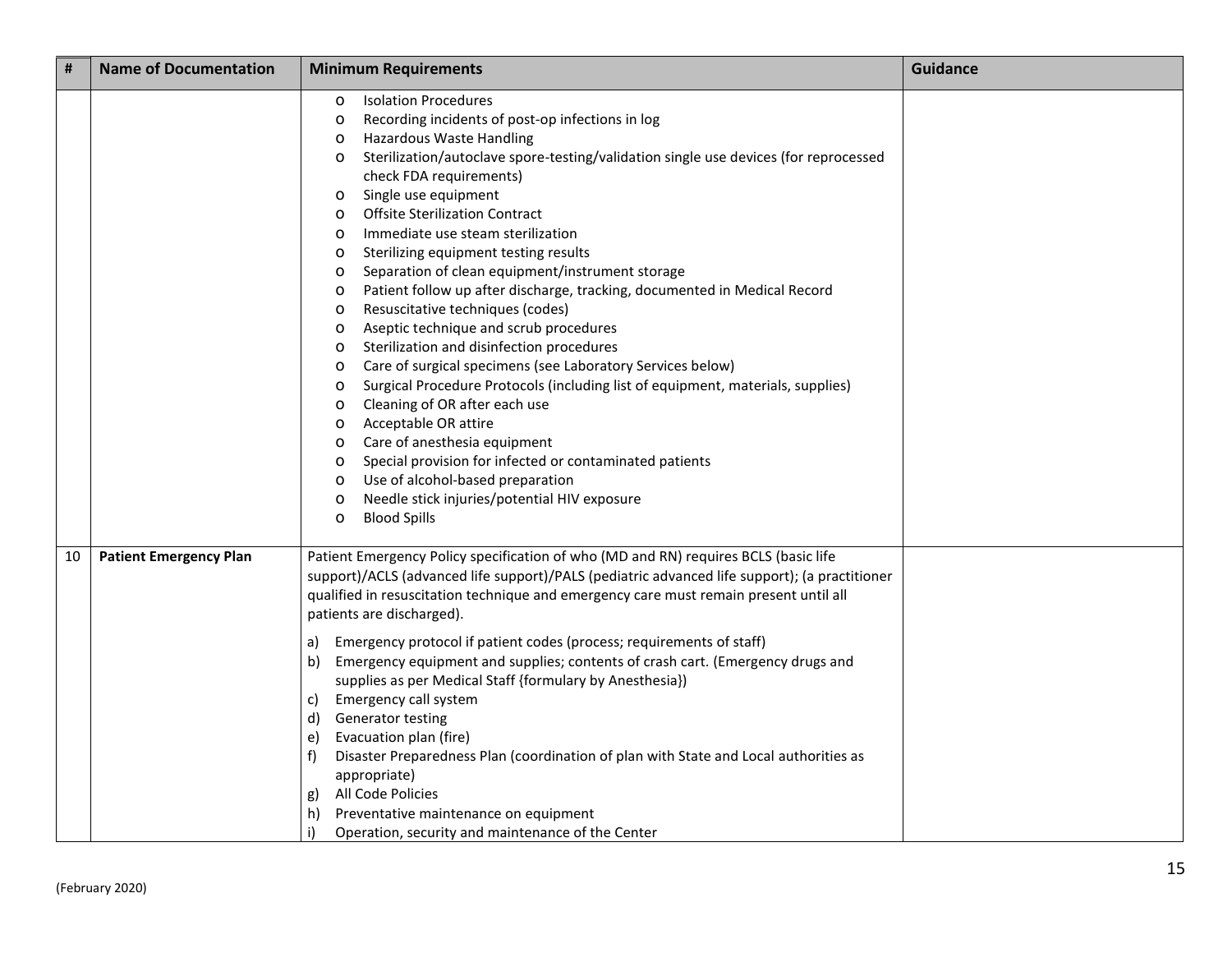| # | Name of Documentation | Minimum Requirements | Guidance |
|---|---|---|---|
| | | o Isolation Procedures<br>o Recording incidents of post-op infections in log<br>o Hazardous Waste Handling<br>o Sterilization/autoclave spore-testing/validation single use devices (for reprocessed check FDA requirements)<br>o Single use equipment<br>o Offsite Sterilization Contract<br>o Immediate use steam sterilization<br>o Sterilizing equipment testing results<br>o Separation of clean equipment/instrument storage<br>o Patient follow up after discharge, tracking, documented in Medical Record<br>o Resuscitative techniques (codes)<br>o Aseptic technique and scrub procedures<br>o Sterilization and disinfection procedures<br>o Care of surgical specimens (see Laboratory Services below)<br>o Surgical Procedure Protocols (including list of equipment, materials, supplies)<br>o Cleaning of OR after each use<br>o Acceptable OR attire<br>o Care of anesthesia equipment<br>o Special provision for infected or contaminated patients<br>o Use of alcohol-based preparation<br>o Needle stick injuries/potential HIV exposure<br>o Blood Spills | |
| 10 | **Patient Emergency Plan** | Patient Emergency Policy specification of who (MD and RN) requires BCLS (basic life support)/ACLS (advanced life support)/PALS (pediatric advanced life support); (a practitioner qualified in resuscitation technique and emergency care must remain present until all patients are discharged).<br><br>a) Emergency protocol if patient codes (process; requirements of staff)<br>b) Emergency equipment and supplies; contents of crash cart. (Emergency drugs and supplies as per Medical Staff {formulary by Anesthesia})<br>c) Emergency call system<br>d) Generator testing<br>e) Evacuation plan (fire)<br>f) Disaster Preparedness Plan (coordination of plan with State and Local authorities as appropriate)<br>g) All Code Policies<br>h) Preventative maintenance on equipment<br>i) Operation, security and maintenance of the Center | |

(February 2020)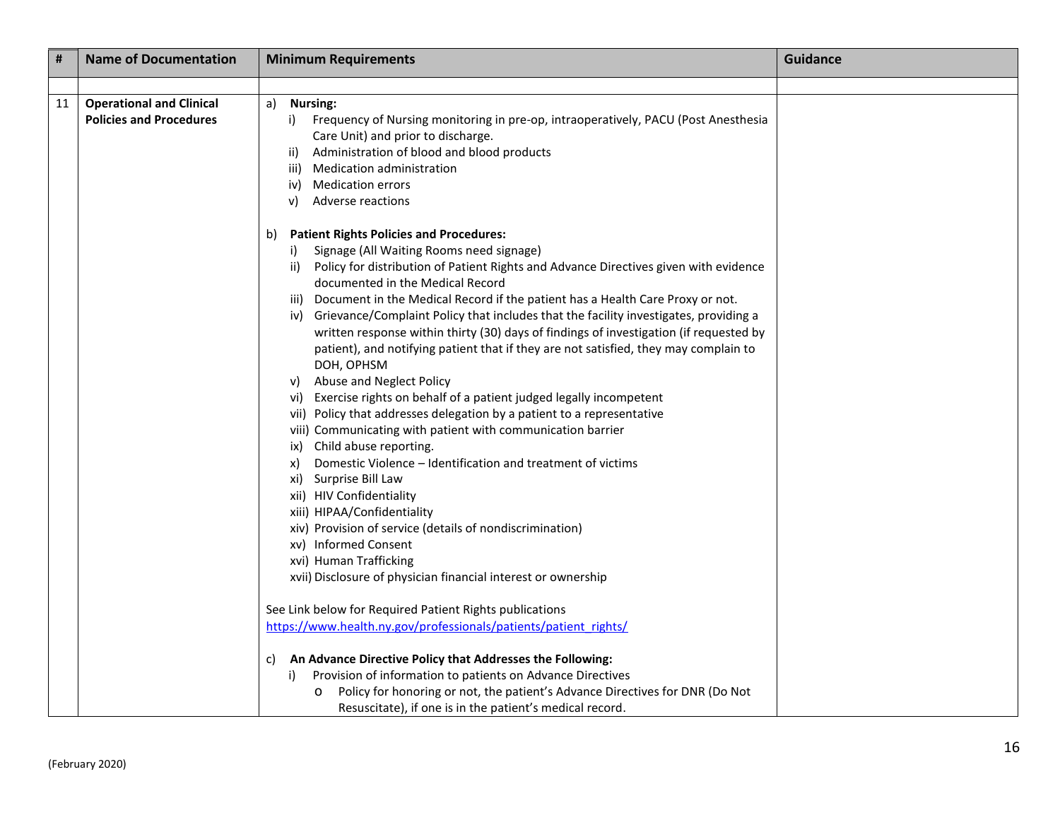| # | Name of Documentation | Minimum Requirements | Guidance |
|---|---|---|---|
| | | | |
| 11 | **Operational and Clinical Policies and Procedures** | a) **Nursing:**<br>i) Frequency of Nursing monitoring in pre-op, intraoperatively, PACU (Post Anesthesia Care Unit) and prior to discharge.<br>ii) Administration of blood and blood products<br>iii) Medication administration<br>iv) Medication errors<br>v) Adverse reactions<br><br>b) **Patient Rights Policies and Procedures:**<br>i) Signage (All Waiting Rooms need signage)<br>ii) Policy for distribution of Patient Rights and Advance Directives given with evidence documented in the Medical Record<br>iii) Document in the Medical Record if the patient has a Health Care Proxy or not.<br>iv) Grievance/Complaint Policy that includes that the facility investigates, providing a written response within thirty (30) days of findings of investigation (if requested by patient), and notifying patient that if they are not satisfied, they may complain to DOH, OPHSM<br>v) Abuse and Neglect Policy<br>vi) Exercise rights on behalf of a patient judged legally incompetent<br>vii) Policy that addresses delegation by a patient to a representative<br>viii) Communicating with patient with communication barrier<br>ix) Child abuse reporting.<br>x) Domestic Violence – Identification and treatment of victims<br>xi) Surprise Bill Law<br>xii) HIV Confidentiality<br>xiii) HIPAA/Confidentiality<br>xiv) Provision of service (details of nondiscrimination)<br>xv) Informed Consent<br>xvi) Human Trafficking<br>xvii) Disclosure of physician financial interest or ownership<br><br>See Link below for Required Patient Rights publications<br>[https://www.health.ny.gov/professionals/patients/patient_rights/](https://www.health.ny.gov/professionals/patients/patient_rights/)<br><br>c) **An Advance Directive Policy that Addresses the Following:**<br>i) Provision of information to patients on Advance Directives<br>o Policy for honoring or not, the patient's Advance Directives for DNR (Do Not Resuscitate), if one is in the patient's medical record. | |

(February 2020)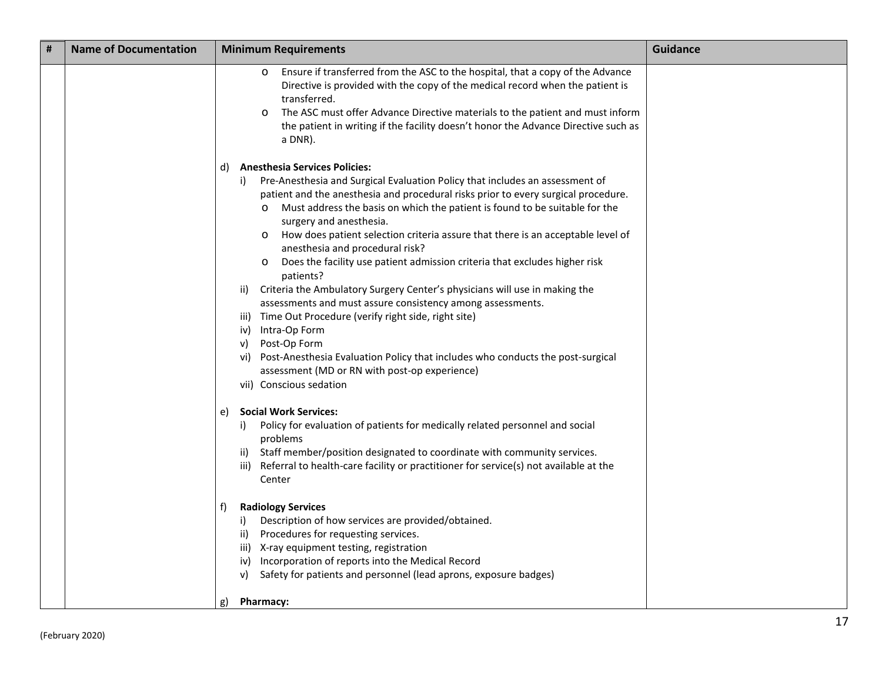| # | Name of Documentation | Minimum Requirements | Guidance |
|---|---|---|---|
| | | o Ensure if transferred from the ASC to the hospital, that a copy of the Advance Directive is provided with the copy of the medical record when the patient is transferred.<br>o The ASC must offer Advance Directive materials to the patient and must inform the patient in writing if the facility doesn't honor the Advance Directive such as a DNR).<br><br>d) **Anesthesia Services Policies:**<br>i) Pre-Anesthesia and Surgical Evaluation Policy that includes an assessment of patient and the anesthesia and procedural risks prior to every surgical procedure.<br>o Must address the basis on which the patient is found to be suitable for the surgery and anesthesia.<br>o How does patient selection criteria assure that there is an acceptable level of anesthesia and procedural risk?<br>o Does the facility use patient admission criteria that excludes higher risk patients?<br>ii) Criteria the Ambulatory Surgery Center's physicians will use in making the assessments and must assure consistency among assessments.<br>iii) Time Out Procedure (verify right side, right site)<br>iv) Intra-Op Form<br>v) Post-Op Form<br>vi) Post-Anesthesia Evaluation Policy that includes who conducts the post-surgical assessment (MD or RN with post-op experience)<br>vii) Conscious sedation<br><br>e) **Social Work Services:**<br>i) Policy for evaluation of patients for medically related personnel and social problems<br>ii) Staff member/position designated to coordinate with community services.<br>iii) Referral to health-care facility or practitioner for service(s) not available at the Center<br><br>f) **Radiology Services**<br>i) Description of how services are provided/obtained.<br>ii) Procedures for requesting services.<br>iii) X-ray equipment testing, registration<br>iv) Incorporation of reports into the Medical Record<br>v) Safety for patients and personnel (lead aprons, exposure badges)<br><br>g) **Pharmacy:** | |

(February 2020)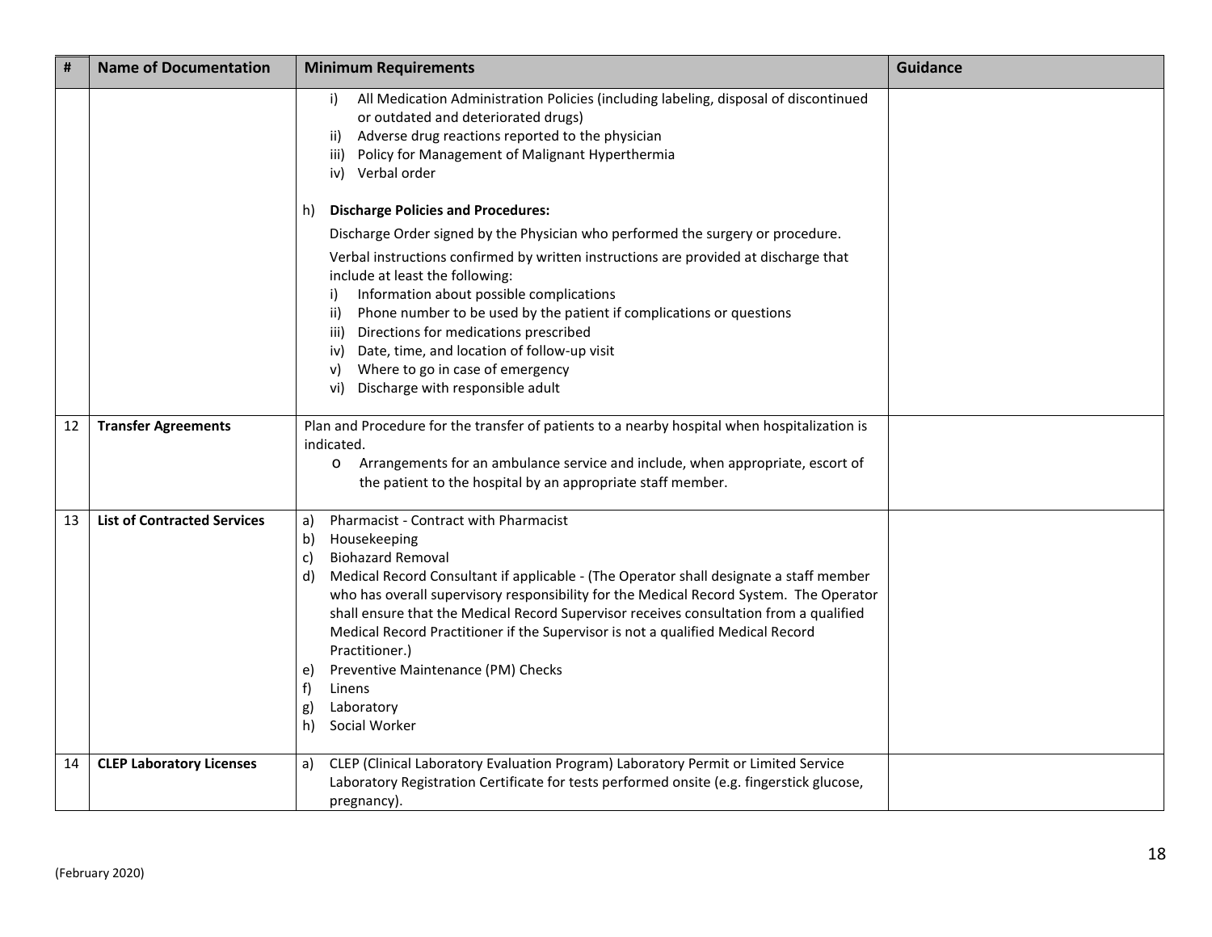| # | Name of Documentation | Minimum Requirements | Guidance |
|---|---|---|---|
| | | i) All Medication Administration Policies (including labeling, disposal of discontinued or outdated and deteriorated drugs)<br>ii) Adverse drug reactions reported to the physician<br>iii) Policy for Management of Malignant Hyperthermia<br>iv) Verbal order<br><br>h) **Discharge Policies and Procedures:**<br>Discharge Order signed by the Physician who performed the surgery or procedure.<br>Verbal instructions confirmed by written instructions are provided at discharge that include at least the following:<br>i) Information about possible complications<br>ii) Phone number to be used by the patient if complications or questions<br>iii) Directions for medications prescribed<br>iv) Date, time, and location of follow-up visit<br>v) Where to go in case of emergency<br>vi) Discharge with responsible adult | |
| 12 | **Transfer Agreements** | Plan and Procedure for the transfer of patients to a nearby hospital when hospitalization is indicated.<br>o Arrangements for an ambulance service and include, when appropriate, escort of the patient to the hospital by an appropriate staff member. | |
| 13 | **List of Contracted Services** | a) Pharmacist - Contract with Pharmacist<br>b) Housekeeping<br>c) Biohazard Removal<br>d) Medical Record Consultant if applicable - (The Operator shall designate a staff member who has overall supervisory responsibility for the Medical Record System. The Operator shall ensure that the Medical Record Supervisor receives consultation from a qualified Medical Record Practitioner if the Supervisor is not a qualified Medical Record Practitioner.)<br>e) Preventive Maintenance (PM) Checks<br>f) Linens<br>g) Laboratory<br>h) Social Worker | |
| 14 | **CLEP Laboratory Licenses** | a) CLEP (Clinical Laboratory Evaluation Program) Laboratory Permit or Limited Service Laboratory Registration Certificate for tests performed onsite (e.g. fingerstick glucose, pregnancy). | |

(February 2020)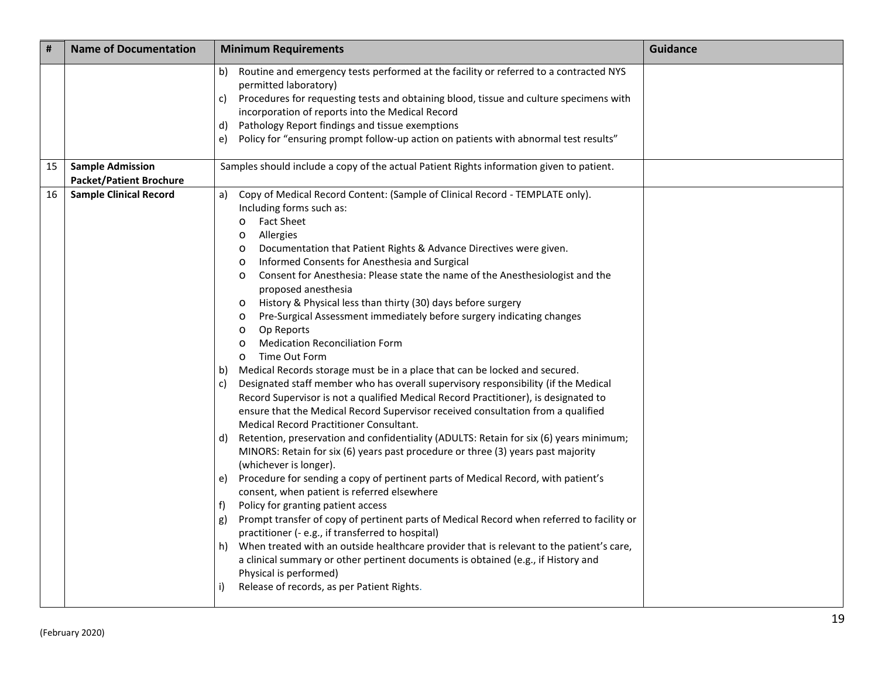| # | Name of Documentation | Minimum Requirements | Guidance |
|---|---|---|---|
| | | b) Routine and emergency tests performed at the facility or referred to a contracted NYS permitted laboratory)<br>c) Procedures for requesting tests and obtaining blood, tissue and culture specimens with incorporation of reports into the Medical Record<br>d) Pathology Report findings and tissue exemptions<br>e) Policy for "ensuring prompt follow-up action on patients with abnormal test results" | |
| 15 | **Sample Admission Packet/Patient Brochure** | Samples should include a copy of the actual Patient Rights information given to patient. | |
| 16 | **Sample Clinical Record** | a) Copy of Medical Record Content: (Sample of Clinical Record - TEMPLATE only). Including forms such as:<br>o Fact Sheet<br>o Allergies<br>o Documentation that Patient Rights & Advance Directives were given.<br>o Informed Consents for Anesthesia and Surgical<br>o Consent for Anesthesia: Please state the name of the Anesthesiologist and the proposed anesthesia<br>o History & Physical less than thirty (30) days before surgery<br>o Pre-Surgical Assessment immediately before surgery indicating changes<br>o Op Reports<br>o Medication Reconciliation Form<br>o Time Out Form<br>b) Medical Records storage must be in a place that can be locked and secured.<br>c) Designated staff member who has overall supervisory responsibility (if the Medical Record Supervisor is not a qualified Medical Record Practitioner), is designated to ensure that the Medical Record Supervisor received consultation from a qualified Medical Record Practitioner Consultant.<br>d) Retention, preservation and confidentiality (ADULTS: Retain for six (6) years minimum; MINORS: Retain for six (6) years past procedure or three (3) years past majority (whichever is longer).<br>e) Procedure for sending a copy of pertinent parts of Medical Record, with patient's consent, when patient is referred elsewhere<br>f) Policy for granting patient access<br>g) Prompt transfer of copy of pertinent parts of Medical Record when referred to facility or practitioner (- e.g., if transferred to hospital)<br>h) When treated with an outside healthcare provider that is relevant to the patient's care, a clinical summary or other pertinent documents is obtained (e.g., if History and Physical is performed)<br>i) Release of records, as per Patient Rights. | |

(February 2020)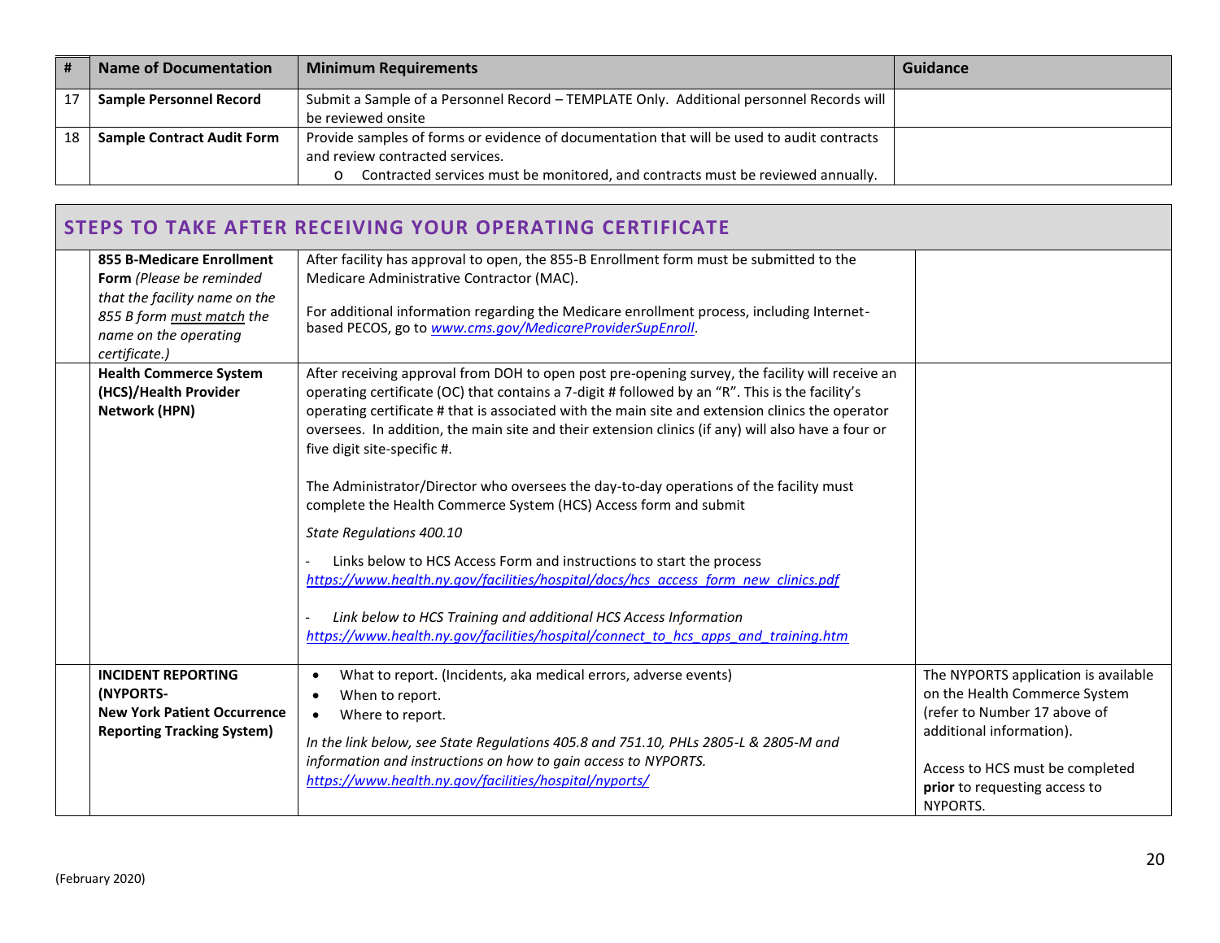| # | Name of Documentation | Minimum Requirements | Guidance |
|---|---|---|---|
| 17 | **Sample Personnel Record** | Submit a Sample of a Personnel Record – TEMPLATE Only. Additional personnel Records will be reviewed onsite | |
| 18 | **Sample Contract Audit Form** | Provide samples of forms or evidence of documentation that will be used to audit contracts and review contracted services.<br>o Contracted services must be monitored, and contracts must be reviewed annually. | |

## STEPS TO TAKE AFTER RECEIVING YOUR OPERATING CERTIFICATE

| | | | |
|---|---|---|---|
| | **855 B-Medicare Enrollment Form** *(Please be reminded that the facility name on the 855 B form must match the name on the operating certificate.)* | After facility has approval to open, the 855-B Enrollment form must be submitted to the Medicare Administrative Contractor (MAC).<br><br>For additional information regarding the Medicare enrollment process, including Internet-based PECOS, go to *www.cms.gov/MedicareProviderSupEnroll*. | |
| | **Health Commerce System (HCS)/Health Provider Network (HPN)** | After receiving approval from DOH to open post pre-opening survey, the facility will receive an operating certificate (OC) that contains a 7-digit # followed by an "R". This is the facility's operating certificate # that is associated with the main site and extension clinics the operator oversees. In addition, the main site and their extension clinics (if any) will also have a four or five digit site-specific #.<br><br>The Administrator/Director who oversees the day-to-day operations of the facility must complete the Health Commerce System (HCS) Access form and submit<br><br>*State Regulations 400.10*<br><br>- Links below to HCS Access Form and instructions to start the process *https://www.health.ny.gov/facilities/hospital/docs/hcs_access_form_new_clinics.pdf*<br><br>- *Link below to HCS Training and additional HCS Access Information* *https://www.health.ny.gov/facilities/hospital/connect_to_hcs_apps_and_training.htm* | |
| | **INCIDENT REPORTING (NYPORTS- New York Patient Occurrence Reporting Tracking System)** | • What to report. (Incidents, aka medical errors, adverse events)<br>• When to report.<br>• Where to report.<br><br>*In the link below, see State Regulations 405.8 and 751.10, PHLs 2805-L & 2805-M and information and instructions on how to gain access to NYPORTS.* *https://www.health.ny.gov/facilities/hospital/nyports/* | The NYPORTS application is available on the Health Commerce System (refer to Number 17 above of additional information).<br><br>Access to HCS must be completed **prior** to requesting access to NYPORTS. |

(February 2020)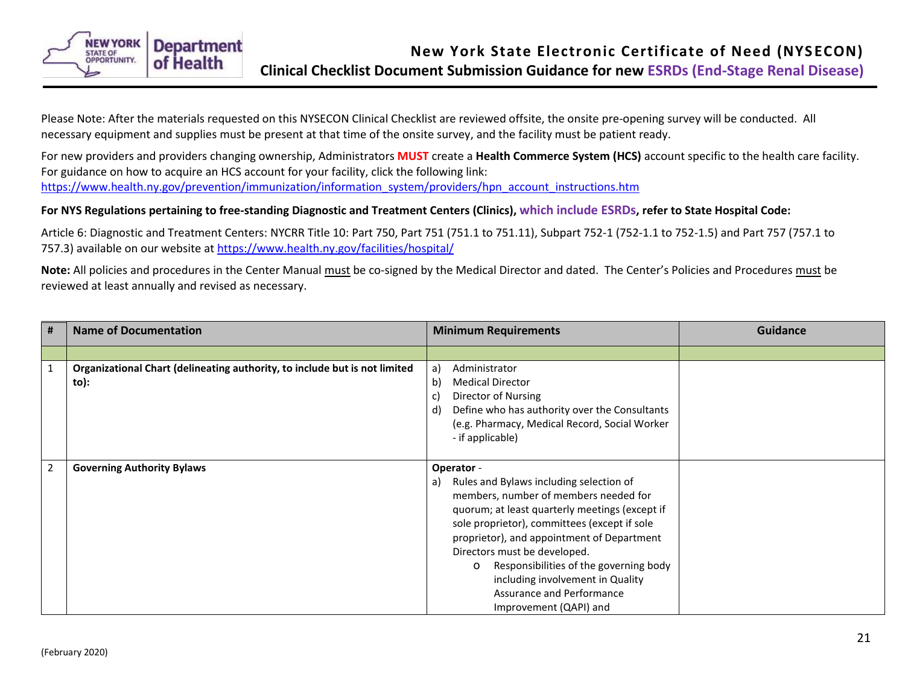# New York State Electronic Certificate of Need (NYSECON)

## Clinical Checklist Document Submission Guidance for new ESRDs (End-Stage Renal Disease)

Please Note: After the materials requested on this NYSECON Clinical Checklist are reviewed offsite, the onsite pre-opening survey will be conducted. All necessary equipment and supplies must be present at that time of the onsite survey, and the facility must be patient ready.

For new providers and providers changing ownership, Administrators **MUST** create a **Health Commerce System (HCS)** account specific to the health care facility. For guidance on how to acquire an HCS account for your facility, click the following link: https://www.health.ny.gov/prevention/immunization/information_system/providers/hpn_account_instructions.htm

**For NYS Regulations pertaining to free-standing Diagnostic and Treatment Centers (Clinics), which include ESRDs, refer to State Hospital Code:**

Article 6: Diagnostic and Treatment Centers: NYCRR Title 10: Part 750, Part 751 (751.1 to 751.11), Subpart 752-1 (752-1.1 to 752-1.5) and Part 757 (757.1 to 757.3) available on our website at https://www.health.ny.gov/facilities/hospital/

**Note:** All policies and procedures in the Center Manual must be co-signed by the Medical Director and dated. The Center's Policies and Procedures must be reviewed at least annually and revised as necessary.

| # | Name of Documentation | Minimum Requirements | Guidance |
|---|---|---|---|
| | | | |
| 1 | **Organizational Chart (delineating authority, to include but is not limited to):** | a) Administrator<br>b) Medical Director<br>c) Director of Nursing<br>d) Define who has authority over the Consultants (e.g. Pharmacy, Medical Record, Social Worker - if applicable) | |
| 2 | **Governing Authority Bylaws** | **Operator** -<br>a) Rules and Bylaws including selection of members, number of members needed for quorum; at least quarterly meetings (except if sole proprietor), committees (except if sole proprietor), and appointment of Department Directors must be developed.<br>o Responsibilities of the governing body including involvement in Quality Assurance and Performance Improvement (QAPI) and | |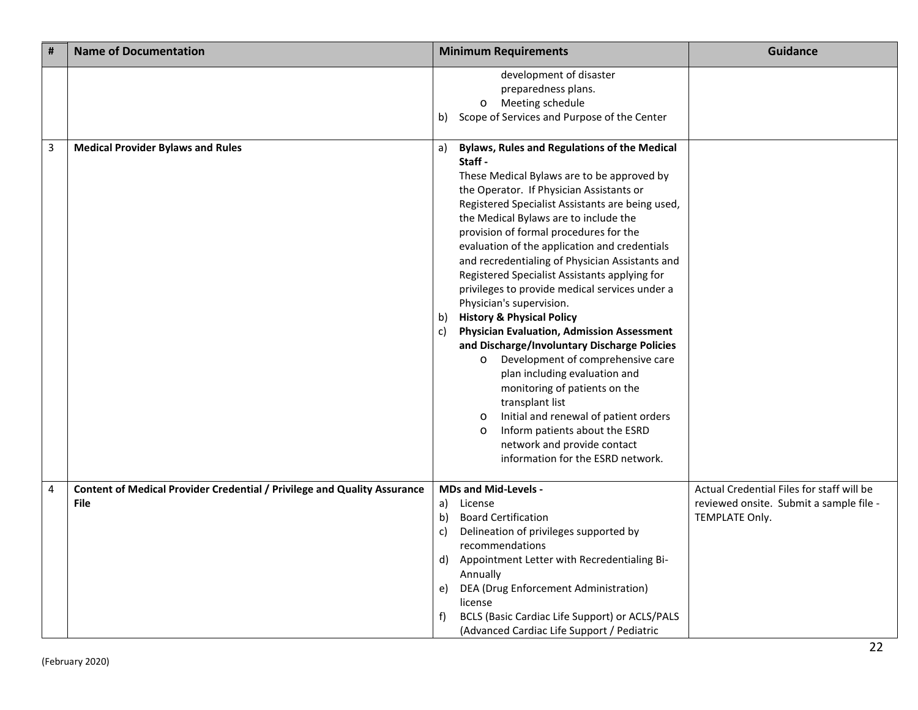| # | Name of Documentation | Minimum Requirements | Guidance |
|---|---|---|---|
| | | development of disaster preparedness plans.<br>o Meeting schedule<br>b) Scope of Services and Purpose of the Center | |
| 3 | **Medical Provider Bylaws and Rules** | a) **Bylaws, Rules and Regulations of the Medical Staff -** These Medical Bylaws are to be approved by the Operator. If Physician Assistants or Registered Specialist Assistants are being used, the Medical Bylaws are to include the provision of formal procedures for the evaluation of the application and credentials and recredentialing of Physician Assistants and Registered Specialist Assistants applying for privileges to provide medical services under a Physician's supervision.<br>b) **History & Physical Policy**<br>c) **Physician Evaluation, Admission Assessment and Discharge/Involuntary Discharge Policies**<br>o Development of comprehensive care plan including evaluation and monitoring of patients on the transplant list<br>o Initial and renewal of patient orders<br>o Inform patients about the ESRD network and provide contact information for the ESRD network. | |
| 4 | **Content of Medical Provider Credential / Privilege and Quality Assurance File** | **MDs and Mid-Levels -**<br>a) License<br>b) Board Certification<br>c) Delineation of privileges supported by recommendations<br>d) Appointment Letter with Recredentialing Bi-Annually<br>e) DEA (Drug Enforcement Administration) license<br>f) BCLS (Basic Cardiac Life Support) or ACLS/PALS (Advanced Cardiac Life Support / Pediatric | Actual Credential Files for staff will be reviewed onsite. Submit a sample file - TEMPLATE Only. |

(February 2020)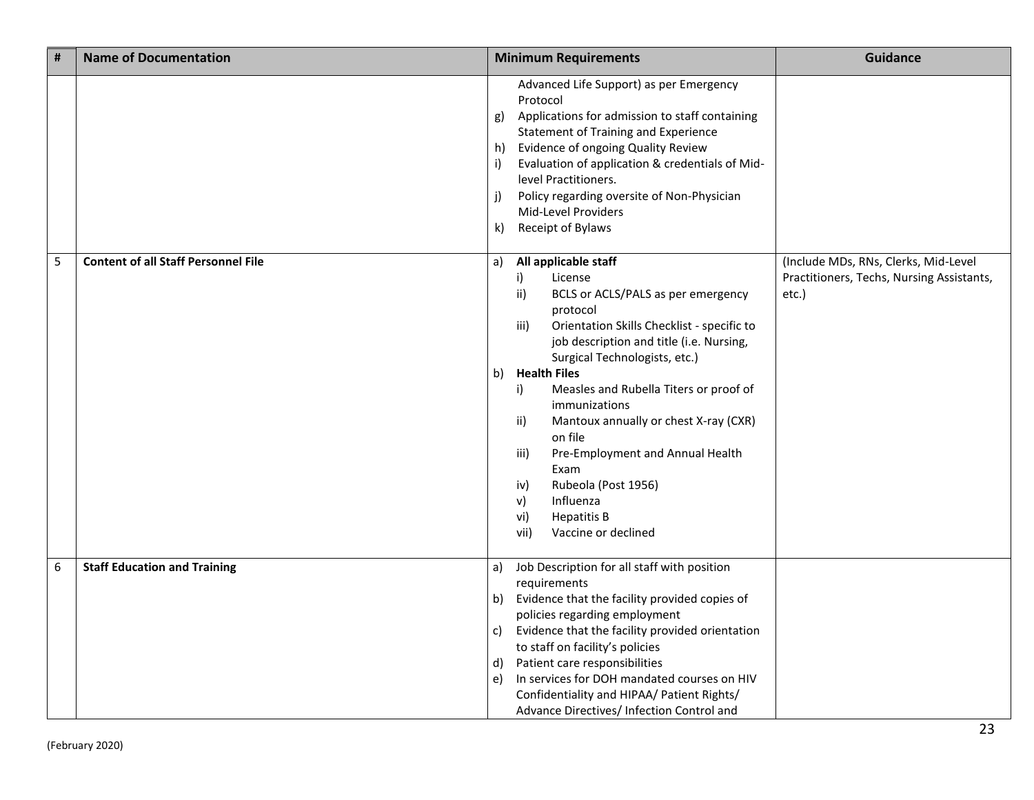| # | Name of Documentation | Minimum Requirements | Guidance |
|---|---|---|---|
| | | Advanced Life Support) as per Emergency Protocol<br>g) Applications for admission to staff containing Statement of Training and Experience<br>h) Evidence of ongoing Quality Review<br>i) Evaluation of application & credentials of Mid-level Practitioners.<br>j) Policy regarding oversite of Non-Physician Mid-Level Providers<br>k) Receipt of Bylaws | |
| 5 | **Content of all Staff Personnel File** | a) **All applicable staff**<br>i) License<br>ii) BCLS or ACLS/PALS as per emergency protocol<br>iii) Orientation Skills Checklist - specific to job description and title (i.e. Nursing, Surgical Technologists, etc.)<br>b) **Health Files**<br>i) Measles and Rubella Titers or proof of immunizations<br>ii) Mantoux annually or chest X-ray (CXR) on file<br>iii) Pre-Employment and Annual Health Exam<br>iv) Rubeola (Post 1956)<br>v) Influenza<br>vi) Hepatitis B<br>vii) Vaccine or declined | (Include MDs, RNs, Clerks, Mid-Level Practitioners, Techs, Nursing Assistants, etc.) |
| 6 | **Staff Education and Training** | a) Job Description for all staff with position requirements<br>b) Evidence that the facility provided copies of policies regarding employment<br>c) Evidence that the facility provided orientation to staff on facility's policies<br>d) Patient care responsibilities<br>e) In services for DOH mandated courses on HIV Confidentiality and HIPAA/ Patient Rights/ Advance Directives/ Infection Control and | |

(February 2020)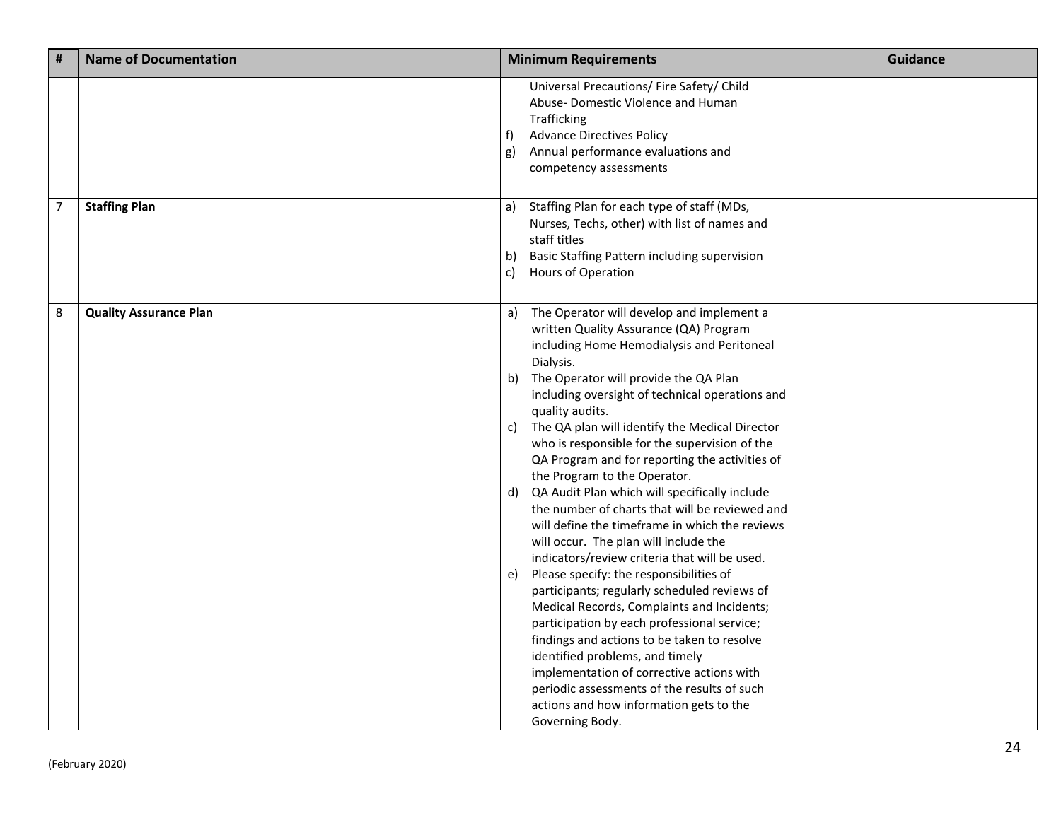| # | Name of Documentation | Minimum Requirements | Guidance |
|---|---|---|---|
| | | Universal Precautions/ Fire Safety/ Child Abuse- Domestic Violence and Human Trafficking<br>f) Advance Directives Policy<br>g) Annual performance evaluations and competency assessments | |
| 7 | **Staffing Plan** | a) Staffing Plan for each type of staff (MDs, Nurses, Techs, other) with list of names and staff titles<br>b) Basic Staffing Pattern including supervision<br>c) Hours of Operation | |
| 8 | **Quality Assurance Plan** | a) The Operator will develop and implement a written Quality Assurance (QA) Program including Home Hemodialysis and Peritoneal Dialysis.<br>b) The Operator will provide the QA Plan including oversight of technical operations and quality audits.<br>c) The QA plan will identify the Medical Director who is responsible for the supervision of the QA Program and for reporting the activities of the Program to the Operator.<br>d) QA Audit Plan which will specifically include the number of charts that will be reviewed and will define the timeframe in which the reviews will occur. The plan will include the indicators/review criteria that will be used.<br>e) Please specify: the responsibilities of participants; regularly scheduled reviews of Medical Records, Complaints and Incidents; participation by each professional service; findings and actions to be taken to resolve identified problems, and timely implementation of corrective actions with periodic assessments of the results of such actions and how information gets to the Governing Body. | |

(February 2020)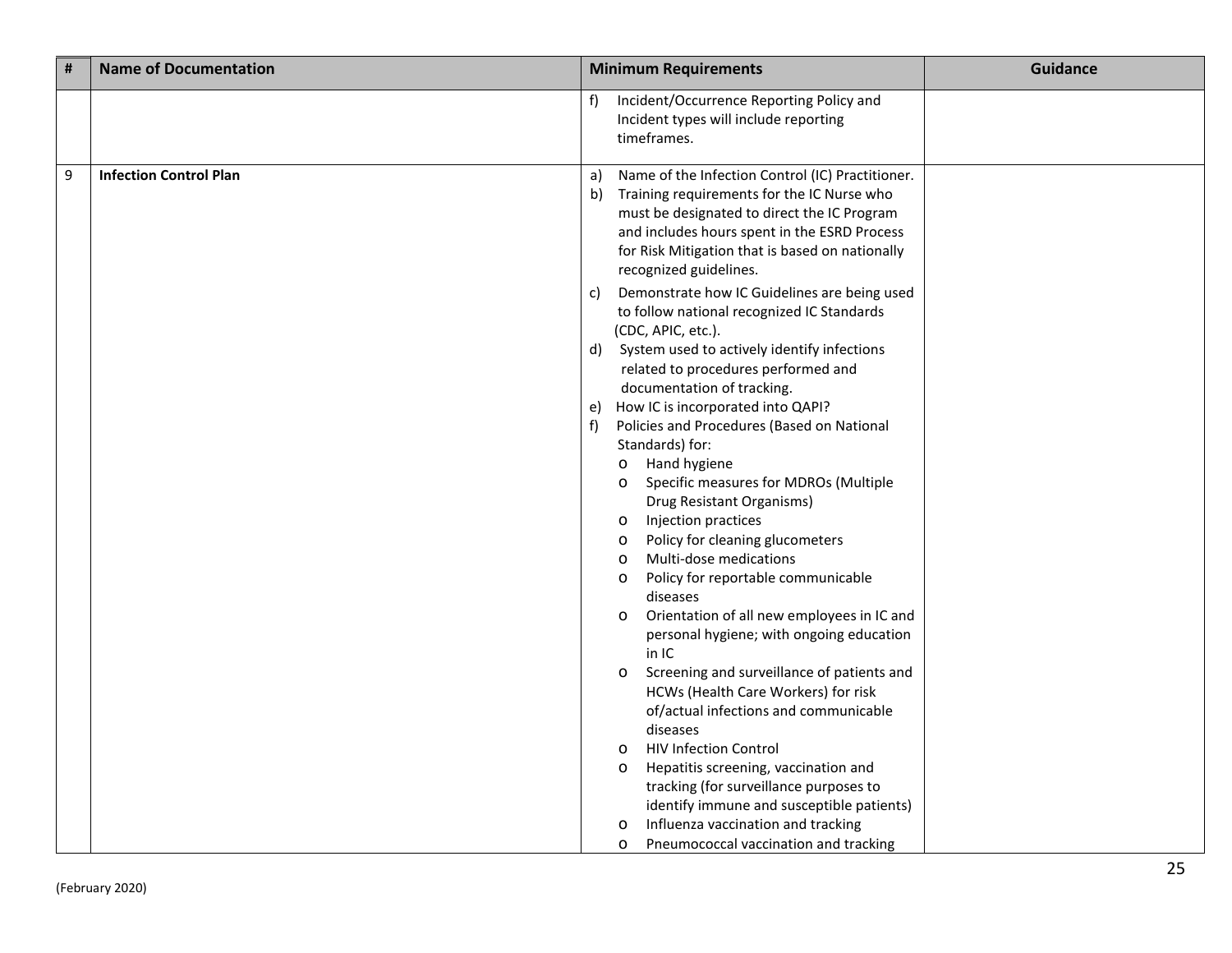| # | Name of Documentation | Minimum Requirements | Guidance |
|---|---|---|---|
| | | f) Incident/Occurrence Reporting Policy and Incident types will include reporting timeframes. | |
| 9 | **Infection Control Plan** | a) Name of the Infection Control (IC) Practitioner.<br>b) Training requirements for the IC Nurse who must be designated to direct the IC Program and includes hours spent in the ESRD Process for Risk Mitigation that is based on nationally recognized guidelines.<br>c) Demonstrate how IC Guidelines are being used to follow national recognized IC Standards (CDC, APIC, etc.).<br>d) System used to actively identify infections related to procedures performed and documentation of tracking.<br>e) How IC is incorporated into QAPI?<br>f) Policies and Procedures (Based on National Standards) for:<br>o Hand hygiene<br>o Specific measures for MDROs (Multiple Drug Resistant Organisms)<br>o Injection practices<br>o Policy for cleaning glucometers<br>o Multi-dose medications<br>o Policy for reportable communicable diseases<br>o Orientation of all new employees in IC and personal hygiene; with ongoing education in IC<br>o Screening and surveillance of patients and HCWs (Health Care Workers) for risk of/actual infections and communicable diseases<br>o HIV Infection Control<br>o Hepatitis screening, vaccination and tracking (for surveillance purposes to identify immune and susceptible patients)<br>o Influenza vaccination and tracking<br>o Pneumococcal vaccination and tracking | |

(February 2020)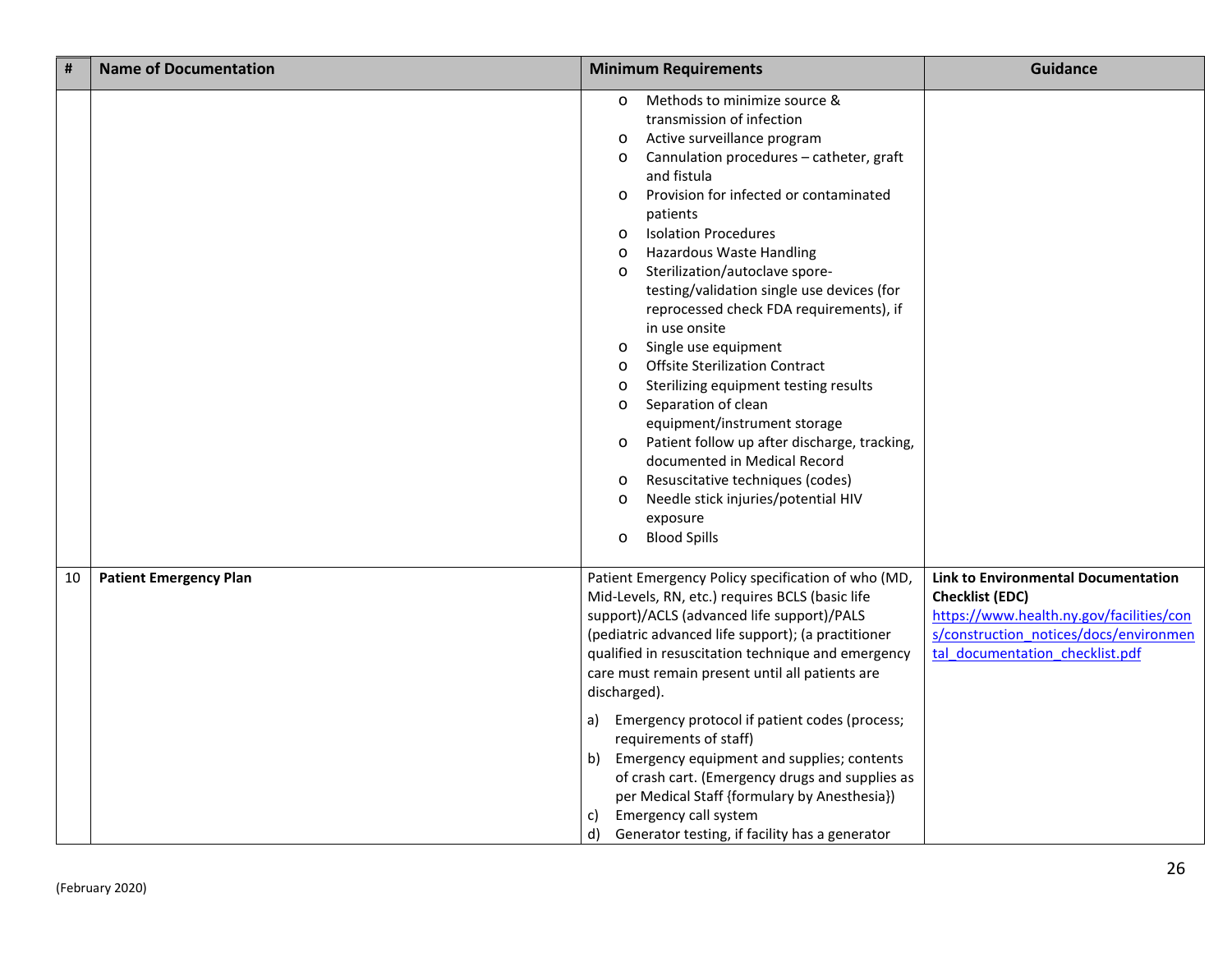| # | Name of Documentation | Minimum Requirements | Guidance |
|---|---|---|---|
| | | o Methods to minimize source & transmission of infection<br>o Active surveillance program<br>o Cannulation procedures – catheter, graft and fistula<br>o Provision for infected or contaminated patients<br>o Isolation Procedures<br>o Hazardous Waste Handling<br>o Sterilization/autoclave spore-testing/validation single use devices (for reprocessed check FDA requirements), if in use onsite<br>o Single use equipment<br>o Offsite Sterilization Contract<br>o Sterilizing equipment testing results<br>o Separation of clean equipment/instrument storage<br>o Patient follow up after discharge, tracking, documented in Medical Record<br>o Resuscitative techniques (codes)<br>o Needle stick injuries/potential HIV exposure<br>o Blood Spills | |
| 10 | **Patient Emergency Plan** | Patient Emergency Policy specification of who (MD, Mid-Levels, RN, etc.) requires BCLS (basic life support)/ACLS (advanced life support)/PALS (pediatric advanced life support); (a practitioner qualified in resuscitation technique and emergency care must remain present until all patients are discharged).<br><br>a) Emergency protocol if patient codes (process; requirements of staff)<br>b) Emergency equipment and supplies; contents of crash cart. (Emergency drugs and supplies as per Medical Staff {formulary by Anesthesia})<br>c) Emergency call system<br>d) Generator testing, if facility has a generator | **Link to Environmental Documentation Checklist (EDC)**<br>https://www.health.ny.gov/facilities/cons/construction_notices/docs/environmental_documentation_checklist.pdf |

(February 2020)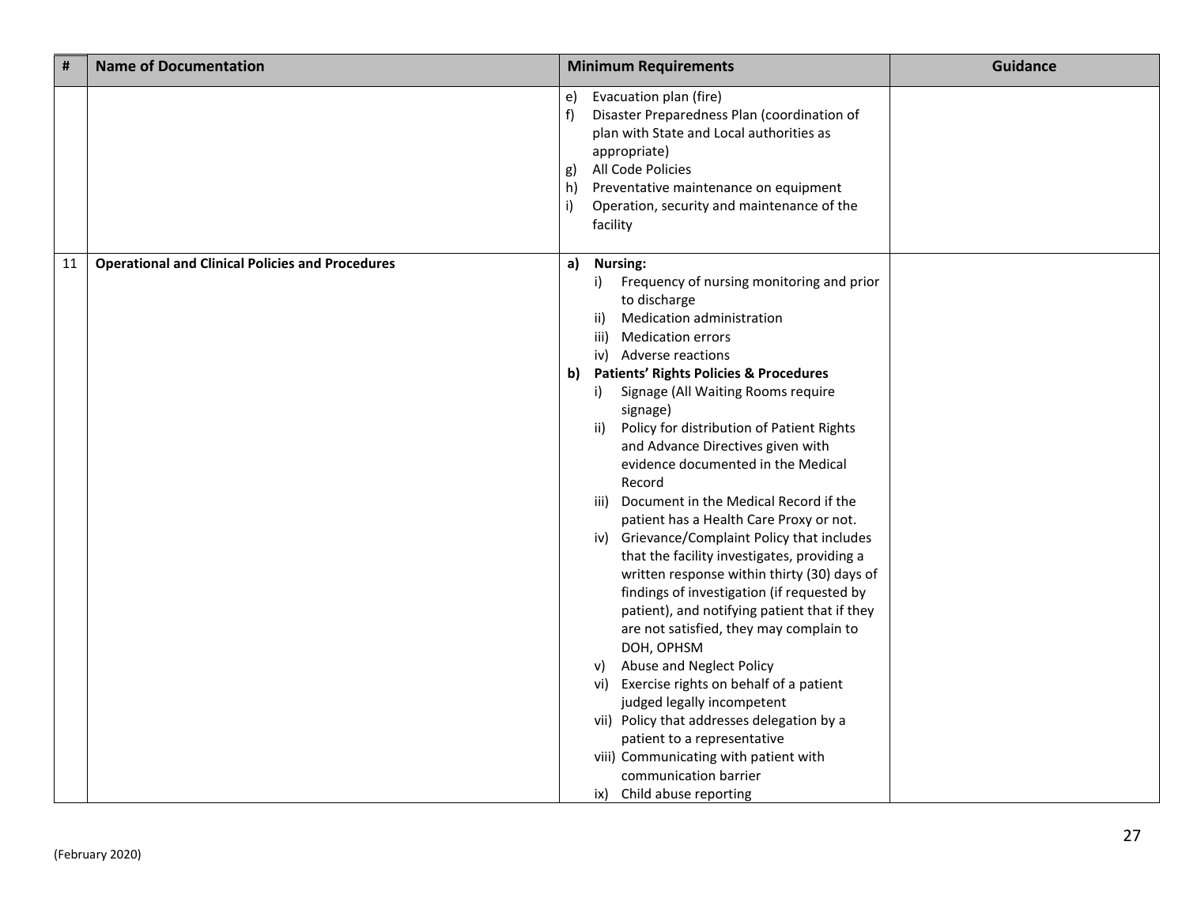| # | Name of Documentation | Minimum Requirements | Guidance |
|---|---|---|---|
| | | e) Evacuation plan (fire)<br>f) Disaster Preparedness Plan (coordination of plan with State and Local authorities as appropriate)<br>g) All Code Policies<br>h) Preventative maintenance on equipment<br>i) Operation, security and maintenance of the facility | |
| 11 | **Operational and Clinical Policies and Procedures** | **a) Nursing:**<br>i) Frequency of nursing monitoring and prior to discharge<br>ii) Medication administration<br>iii) Medication errors<br>iv) Adverse reactions<br>**b) Patients' Rights Policies & Procedures**<br>i) Signage (All Waiting Rooms require signage)<br>ii) Policy for distribution of Patient Rights and Advance Directives given with evidence documented in the Medical Record<br>iii) Document in the Medical Record if the patient has a Health Care Proxy or not.<br>iv) Grievance/Complaint Policy that includes that the facility investigates, providing a written response within thirty (30) days of findings of investigation (if requested by patient), and notifying patient that if they are not satisfied, they may complain to DOH, OPHSM<br>v) Abuse and Neglect Policy<br>vi) Exercise rights on behalf of a patient judged legally incompetent<br>vii) Policy that addresses delegation by a patient to a representative<br>viii) Communicating with patient with communication barrier<br>ix) Child abuse reporting | |

(February 2020)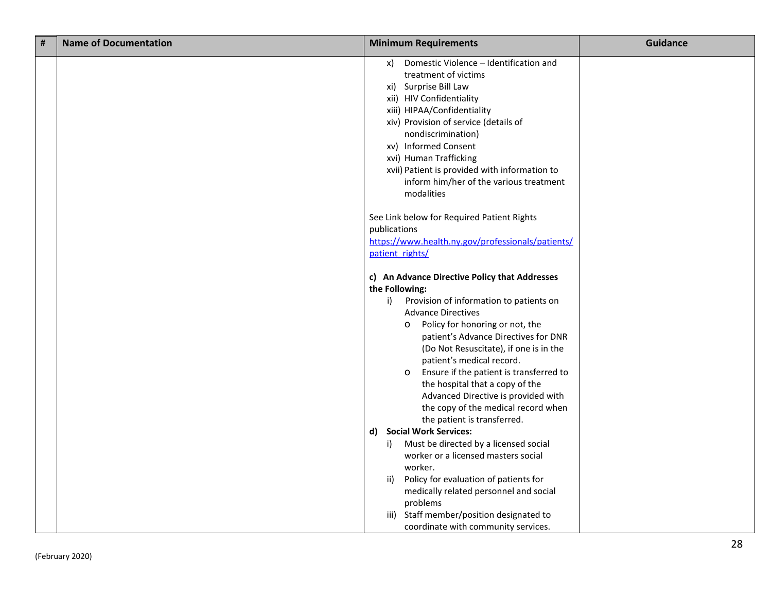| # | Name of Documentation | Minimum Requirements | Guidance |
|---|---|---|---|
| | | x) Domestic Violence – Identification and treatment of victims<br>xi) Surprise Bill Law<br>xii) HIV Confidentiality<br>xiii) HIPAA/Confidentiality<br>xiv) Provision of service (details of nondiscrimination)<br>xv) Informed Consent<br>xvi) Human Trafficking<br>xvii) Patient is provided with information to inform him/her of the various treatment modalities<br><br>See Link below for Required Patient Rights publications<br>[https://www.health.ny.gov/professionals/patients/patient_rights/](https://www.health.ny.gov/professionals/patients/patient_rights/)<br><br>**c) An Advance Directive Policy that Addresses the Following:**<br>i) Provision of information to patients on Advance Directives<br>o Policy for honoring or not, the patient's Advance Directives for DNR (Do Not Resuscitate), if one is in the patient's medical record.<br>o Ensure if the patient is transferred to the hospital that a copy of the Advanced Directive is provided with the copy of the medical record when the patient is transferred.<br>**d) Social Work Services:**<br>i) Must be directed by a licensed social worker or a licensed masters social worker.<br>ii) Policy for evaluation of patients for medically related personnel and social problems<br>iii) Staff member/position designated to coordinate with community services. | |

(February 2020)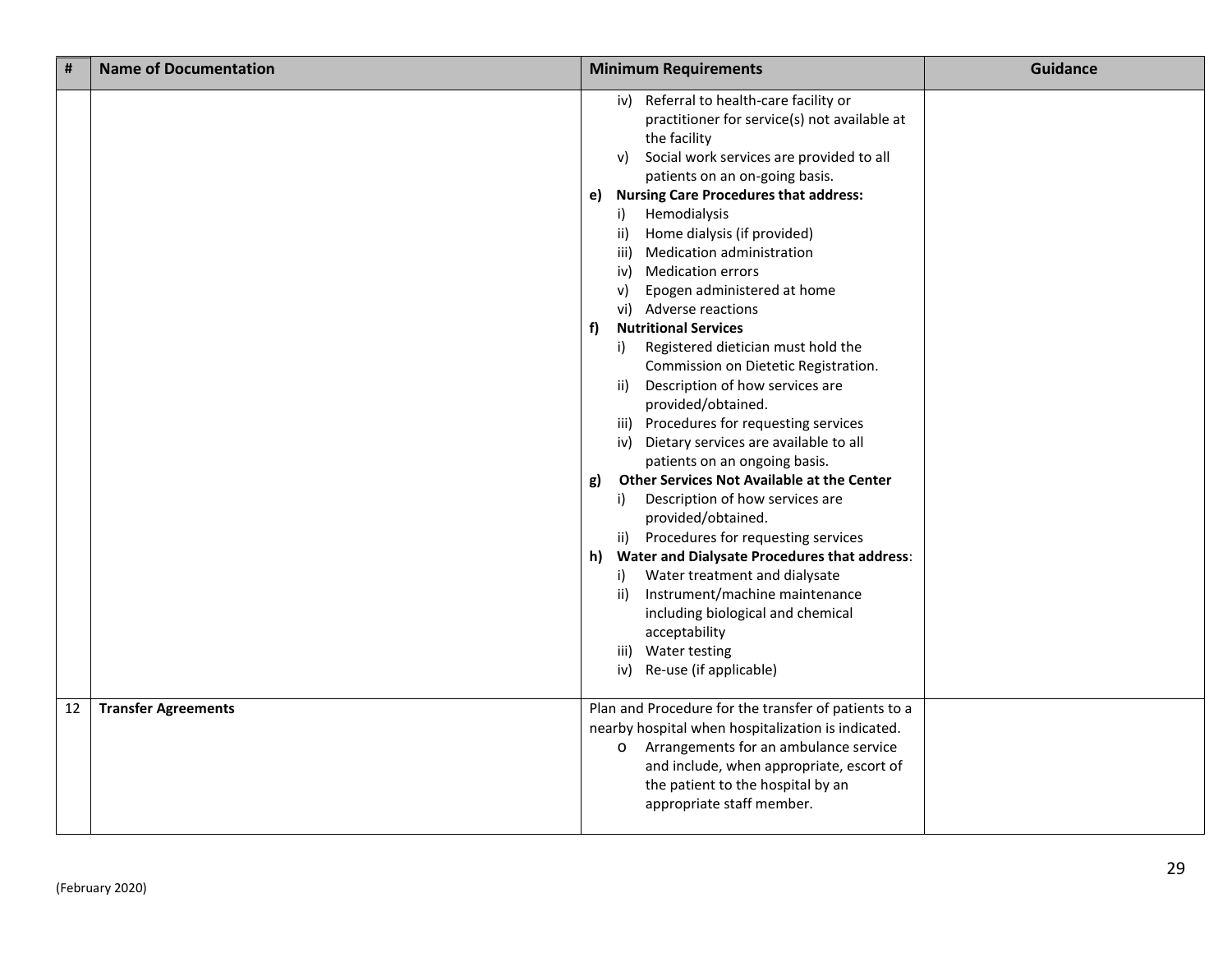| # | Name of Documentation | Minimum Requirements | Guidance |
|---|---|---|---|
| | | iv) Referral to health-care facility or practitioner for service(s) not available at the facility<br>v) Social work services are provided to all patients on an on-going basis.<br>**e) Nursing Care Procedures that address:**<br>i) Hemodialysis<br>ii) Home dialysis (if provided)<br>iii) Medication administration<br>iv) Medication errors<br>v) Epogen administered at home<br>vi) Adverse reactions<br>**f) Nutritional Services**<br>i) Registered dietician must hold the Commission on Dietetic Registration.<br>ii) Description of how services are provided/obtained.<br>iii) Procedures for requesting services<br>iv) Dietary services are available to all patients on an ongoing basis.<br>**g) Other Services Not Available at the Center**<br>i) Description of how services are provided/obtained.<br>ii) Procedures for requesting services<br>**h) Water and Dialysate Procedures that address**:<br>i) Water treatment and dialysate<br>ii) Instrument/machine maintenance including biological and chemical acceptability<br>iii) Water testing<br>iv) Re-use (if applicable) | |
| 12 | **Transfer Agreements** | Plan and Procedure for the transfer of patients to a nearby hospital when hospitalization is indicated.<br>o Arrangements for an ambulance service and include, when appropriate, escort of the patient to the hospital by an appropriate staff member. | |

(February 2020)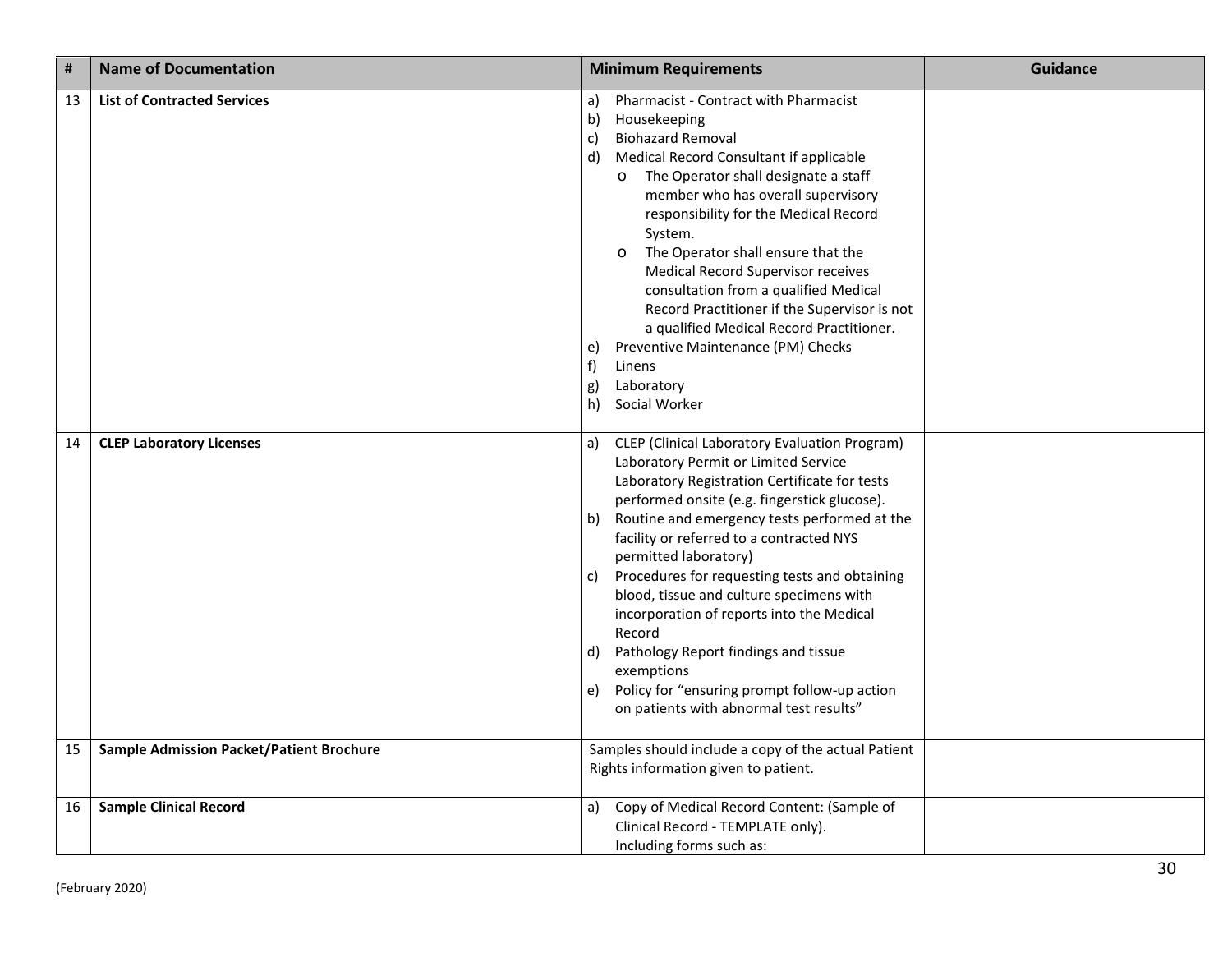| # | Name of Documentation | Minimum Requirements | Guidance |
|---|---|---|---|
| 13 | **List of Contracted Services** | a) Pharmacist - Contract with Pharmacist<br>b) Housekeeping<br>c) Biohazard Removal<br>d) Medical Record Consultant if applicable<br>o The Operator shall designate a staff member who has overall supervisory responsibility for the Medical Record System.<br>o The Operator shall ensure that the Medical Record Supervisor receives consultation from a qualified Medical Record Practitioner if the Supervisor is not a qualified Medical Record Practitioner.<br>e) Preventive Maintenance (PM) Checks<br>f) Linens<br>g) Laboratory<br>h) Social Worker | |
| 14 | **CLEP Laboratory Licenses** | a) CLEP (Clinical Laboratory Evaluation Program) Laboratory Permit or Limited Service Laboratory Registration Certificate for tests performed onsite (e.g. fingerstick glucose).<br>b) Routine and emergency tests performed at the facility or referred to a contracted NYS permitted laboratory)<br>c) Procedures for requesting tests and obtaining blood, tissue and culture specimens with incorporation of reports into the Medical Record<br>d) Pathology Report findings and tissue exemptions<br>e) Policy for "ensuring prompt follow-up action on patients with abnormal test results" | |
| 15 | **Sample Admission Packet/Patient Brochure** | Samples should include a copy of the actual Patient Rights information given to patient. | |
| 16 | **Sample Clinical Record** | a) Copy of Medical Record Content: (Sample of Clinical Record - TEMPLATE only).<br>Including forms such as: | |

(February 2020)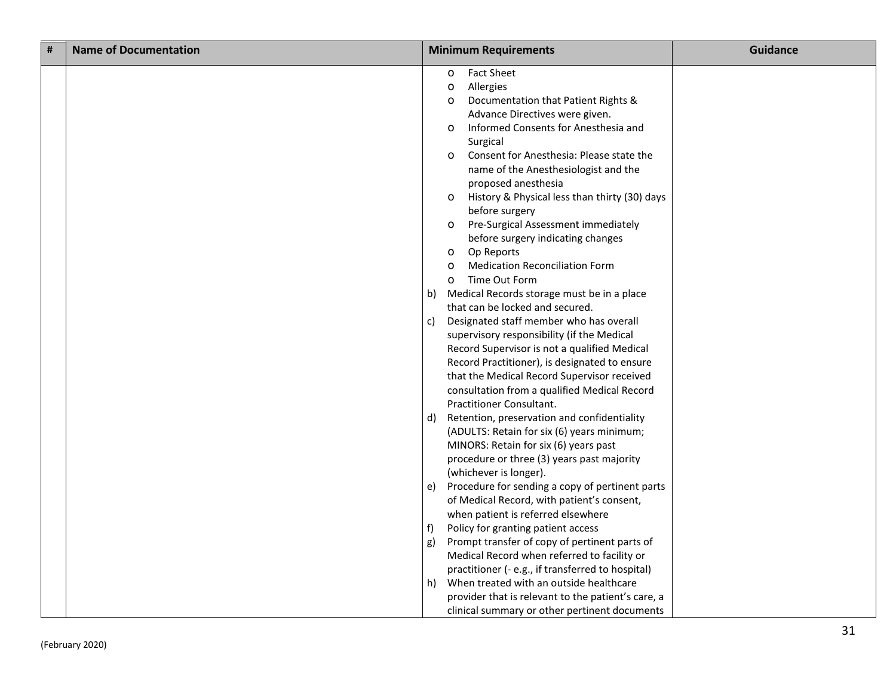| # | Name of Documentation | Minimum Requirements | Guidance |
| --- | --- | --- | --- |
| | | o Fact Sheet<br>o Allergies<br>o Documentation that Patient Rights & Advance Directives were given.<br>o Informed Consents for Anesthesia and Surgical<br>o Consent for Anesthesia: Please state the name of the Anesthesiologist and the proposed anesthesia<br>o History & Physical less than thirty (30) days before surgery<br>o Pre-Surgical Assessment immediately before surgery indicating changes<br>o Op Reports<br>o Medication Reconciliation Form<br>o Time Out Form<br>b) Medical Records storage must be in a place that can be locked and secured.<br>c) Designated staff member who has overall supervisory responsibility (if the Medical Record Supervisor is not a qualified Medical Record Practitioner), is designated to ensure that the Medical Record Supervisor received consultation from a qualified Medical Record Practitioner Consultant.<br>d) Retention, preservation and confidentiality (ADULTS: Retain for six (6) years minimum; MINORS: Retain for six (6) years past procedure or three (3) years past majority (whichever is longer).<br>e) Procedure for sending a copy of pertinent parts of Medical Record, with patient's consent, when patient is referred elsewhere<br>f) Policy for granting patient access<br>g) Prompt transfer of copy of pertinent parts of Medical Record when referred to facility or practitioner (- e.g., if transferred to hospital)<br>h) When treated with an outside healthcare provider that is relevant to the patient's care, a clinical summary or other pertinent documents | |

(February 2020)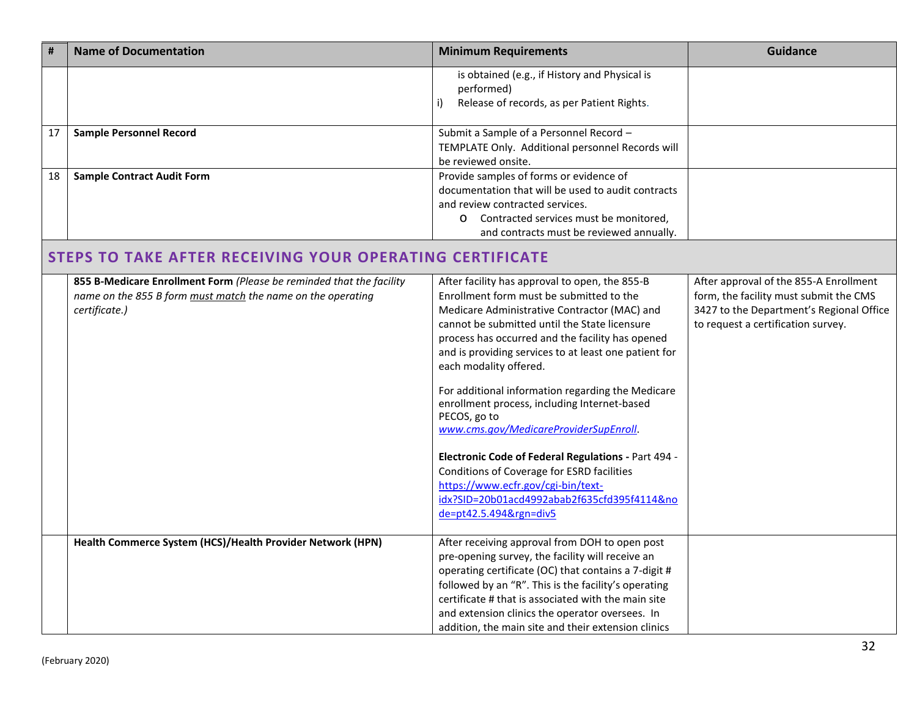| # | Name of Documentation | Minimum Requirements | Guidance |
|---|---|---|---|
| | | is obtained (e.g., if History and Physical is performed)<br>i) Release of records, as per Patient Rights. | |
| 17 | **Sample Personnel Record** | Submit a Sample of a Personnel Record – TEMPLATE Only. Additional personnel Records will be reviewed onsite. | |
| 18 | **Sample Contract Audit Form** | Provide samples of forms or evidence of documentation that will be used to audit contracts and review contracted services.<br>o Contracted services must be monitored, and contracts must be reviewed annually. | |
| | **STEPS TO TAKE AFTER RECEIVING YOUR OPERATING CERTIFICATE** | | |
| | **855 B-Medicare Enrollment Form** *(Please be reminded that the facility name on the 855 B form must match the name on the operating certificate.)* | After facility has approval to open, the 855-B Enrollment form must be submitted to the Medicare Administrative Contractor (MAC) and cannot be submitted until the State licensure process has occurred and the facility has opened and is providing services to at least one patient for each modality offered.<br><br>For additional information regarding the Medicare enrollment process, including Internet-based PECOS, go to *www.cms.gov/MedicareProviderSupEnroll*.<br><br>**Electronic Code of Federal Regulations -** Part 494 - Conditions of Coverage for ESRD facilities https://www.ecfr.gov/cgi-bin/text-idx?SID=20b01acd4992abab2f635cfd395f4114&node=pt42.5.494&rgn=div5 | After approval of the 855-A Enrollment form, the facility must submit the CMS 3427 to the Department's Regional Office to request a certification survey. |
| | **Health Commerce System (HCS)/Health Provider Network (HPN)** | After receiving approval from DOH to open post pre-opening survey, the facility will receive an operating certificate (OC) that contains a 7-digit # followed by an "R". This is the facility's operating certificate # that is associated with the main site and extension clinics the operator oversees. In addition, the main site and their extension clinics | |

(February 2020)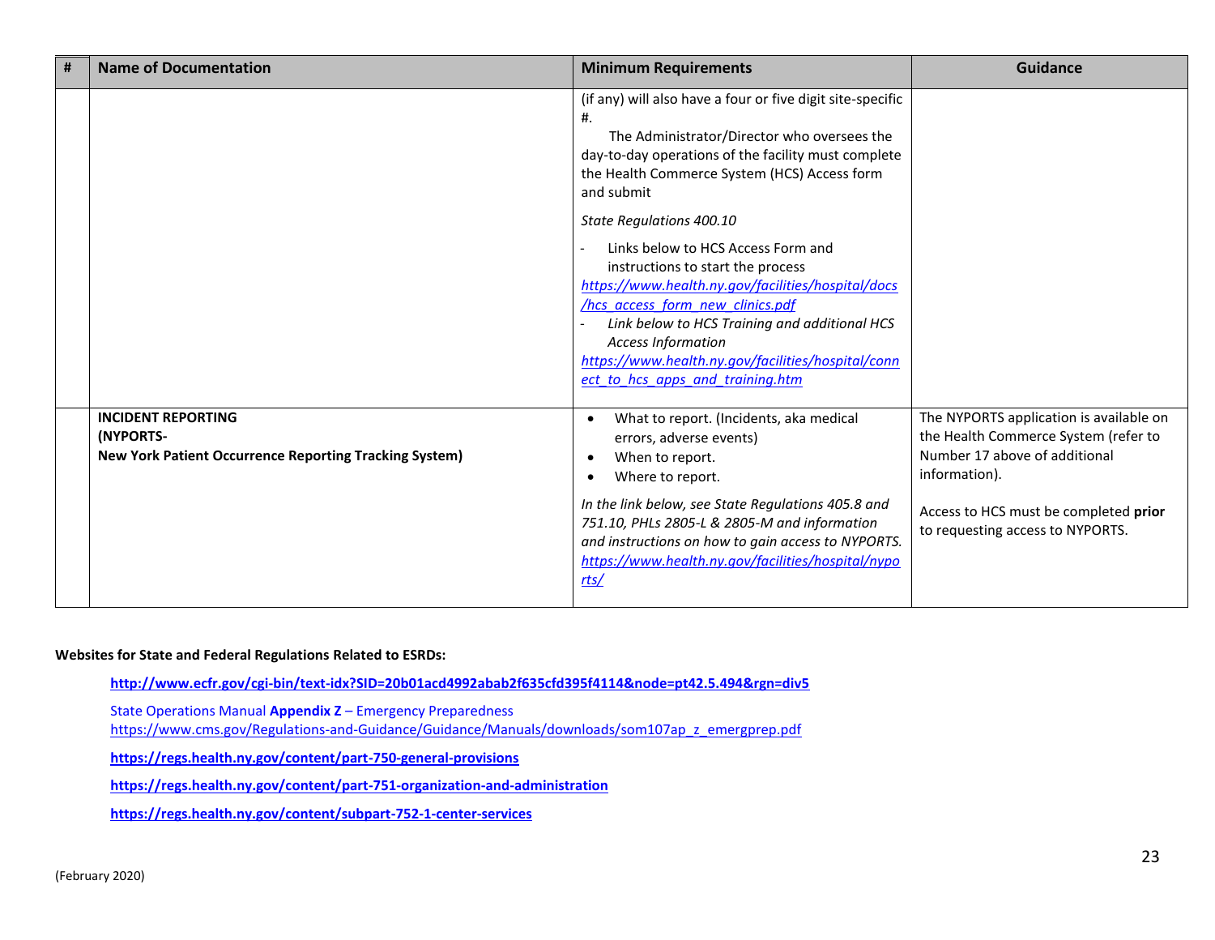| # | Name of Documentation | Minimum Requirements | Guidance |
|---|---|---|---|
| | | (if any) will also have a four or five digit site-specific #.<br>The Administrator/Director who oversees the day-to-day operations of the facility must complete the Health Commerce System (HCS) Access form and submit<br>*State Regulations 400.10*<br>- Links below to HCS Access Form and instructions to start the process<br>*https://www.health.ny.gov/facilities/hospital/docs/hcs_access_form_new_clinics.pdf*<br>- *Link below to HCS Training and additional HCS Access Information*<br>*https://www.health.ny.gov/facilities/hospital/connect_to_hcs_apps_and_training.htm* | |
| | **INCIDENT REPORTING**<br>**(NYPORTS-**<br>**New York Patient Occurrence Reporting Tracking System)** | • What to report. (Incidents, aka medical errors, adverse events)<br>• When to report.<br>• Where to report.<br>*In the link below, see State Regulations 405.8 and 751.10, PHLs 2805-L & 2805-M and information and instructions on how to gain access to NYPORTS.*<br>*https://www.health.ny.gov/facilities/hospital/nyports/* | The NYPORTS application is available on the Health Commerce System (refer to Number 17 above of additional information).<br><br>Access to HCS must be completed **prior** to requesting access to NYPORTS. |

**Websites for State and Federal Regulations Related to ESRDs:**

**http://www.ecfr.gov/cgi-bin/text-idx?SID=20b01acd4992abab2f635cfd395f4114&node=pt42.5.494&rgn=div5**

State Operations Manual **Appendix Z** – Emergency Preparedness
https://www.cms.gov/Regulations-and-Guidance/Guidance/Manuals/downloads/som107ap_z_emergprep.pdf

**https://regs.health.ny.gov/content/part-750-general-provisions**

**https://regs.health.ny.gov/content/part-751-organization-and-administration**

**https://regs.health.ny.gov/content/subpart-752-1-center-services**

(February 2020)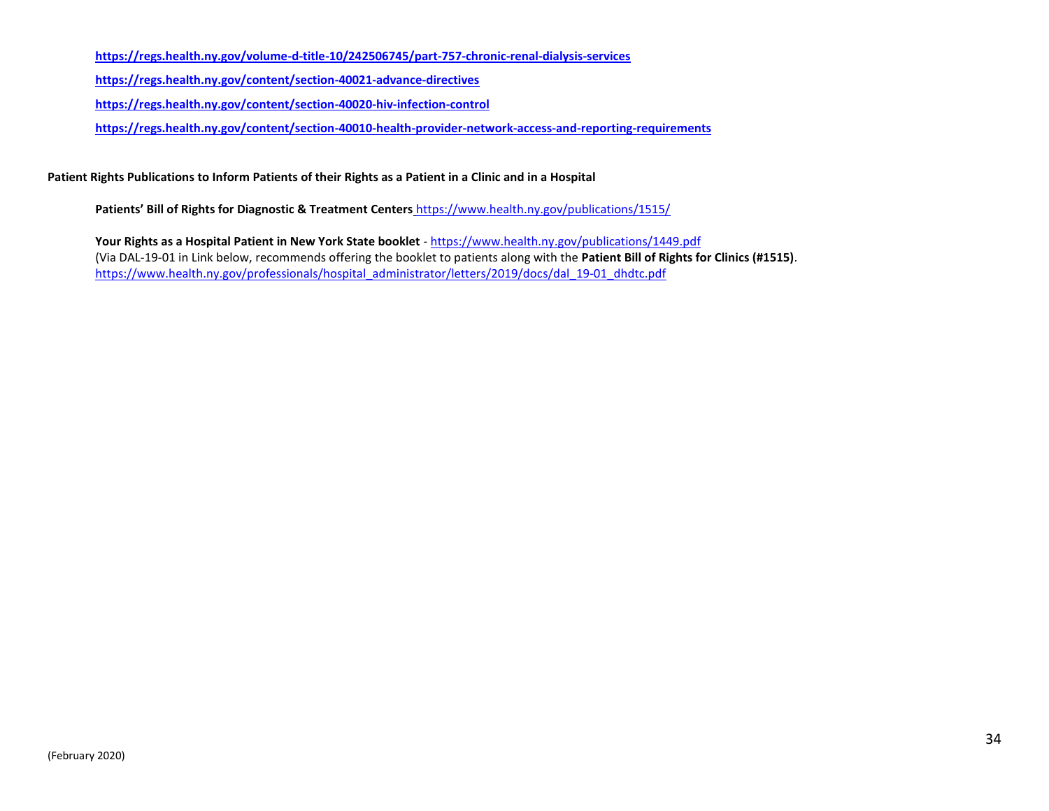**https://regs.health.ny.gov/volume-d-title-10/242506745/part-757-chronic-renal-dialysis-services**

**https://regs.health.ny.gov/content/section-40021-advance-directives**

**https://regs.health.ny.gov/content/section-40020-hiv-infection-control**

**https://regs.health.ny.gov/content/section-40010-health-provider-network-access-and-reporting-requirements**

**Patient Rights Publications to Inform Patients of their Rights as a Patient in a Clinic and in a Hospital**

**Patients' Bill of Rights for Diagnostic & Treatment Centers** https://www.health.ny.gov/publications/1515/

**Your Rights as a Hospital Patient in New York State booklet** - https://www.health.ny.gov/publications/1449.pdf
(Via DAL-19-01 in Link below, recommends offering the booklet to patients along with the **Patient Bill of Rights for Clinics (#1515)**.
https://www.health.ny.gov/professionals/hospital_administrator/letters/2019/docs/dal_19-01_dhdtc.pdf

(February 2020)